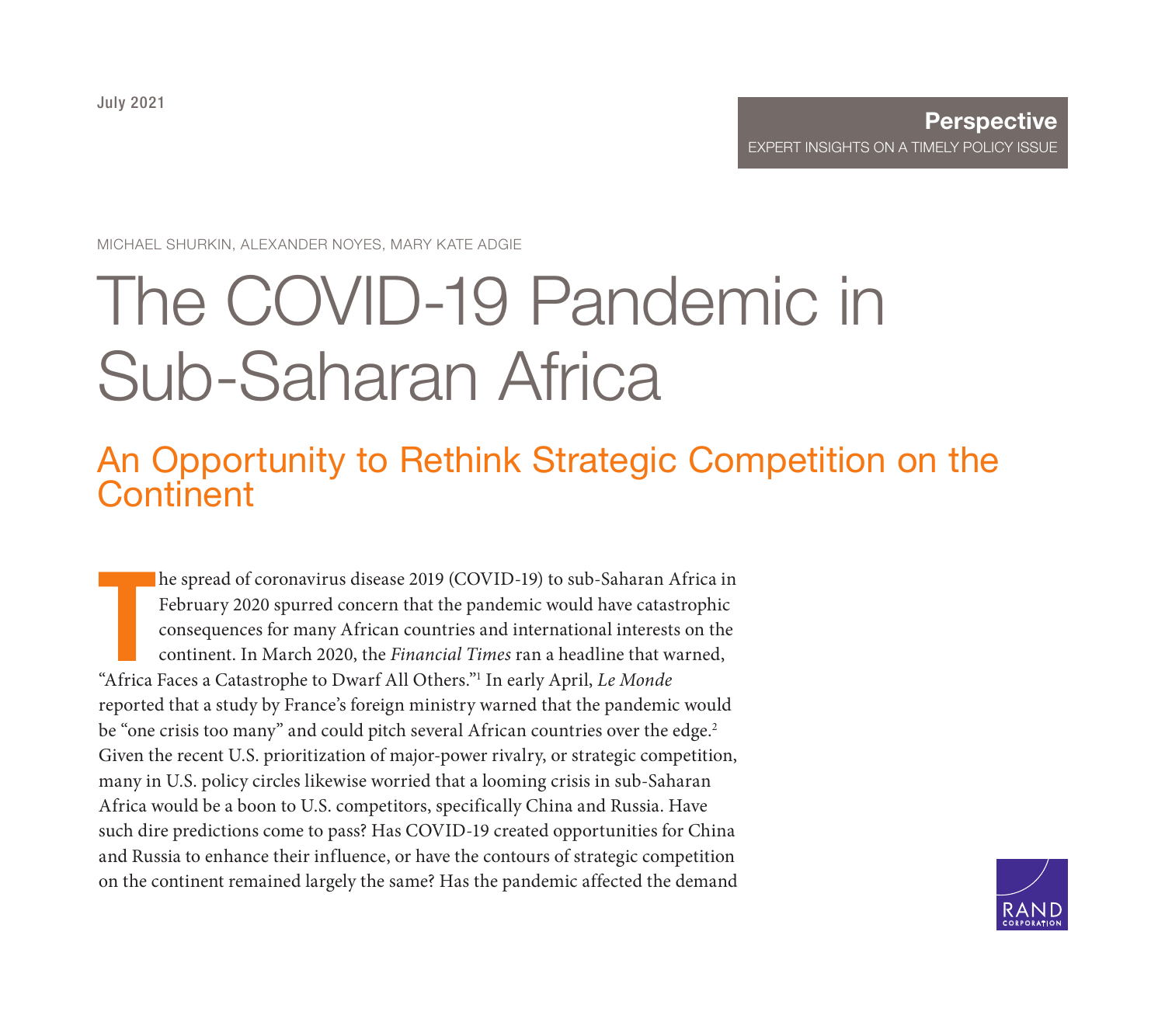July 2021

**Perspective**
EXPERT INSIGHTS ON A TIMELY POLICY ISSUE

MICHAEL SHURKIN, ALEXANDER NOYES, MARY KATE ADGIE

# The COVID-19 Pandemic in Sub-Saharan Africa

## An Opportunity to Rethink Strategic Competition on the Continent

The spread of coronavirus disease 2019 (COVID-19) to sub-Saharan Africa in February 2020 spurred concern that the pandemic would have catastrophic consequences for many African countries and international interests on the continent. In March 2020, the *Financial Times* ran a headline that warned, "Africa Faces a Catastrophe to Dwarf All Others."[1] In early April, *Le Monde* reported that a study by France's foreign ministry warned that the pandemic would be "one crisis too many" and could pitch several African countries over the edge.[2] Given the recent U.S. prioritization of major-power rivalry, or strategic competition, many in U.S. policy circles likewise worried that a looming crisis in sub-Saharan Africa would be a boon to U.S. competitors, specifically China and Russia. Have such dire predictions come to pass? Has COVID-19 created opportunities for China and Russia to enhance their influence, or have the contours of strategic competition on the continent remained largely the same? Has the pandemic affected the demand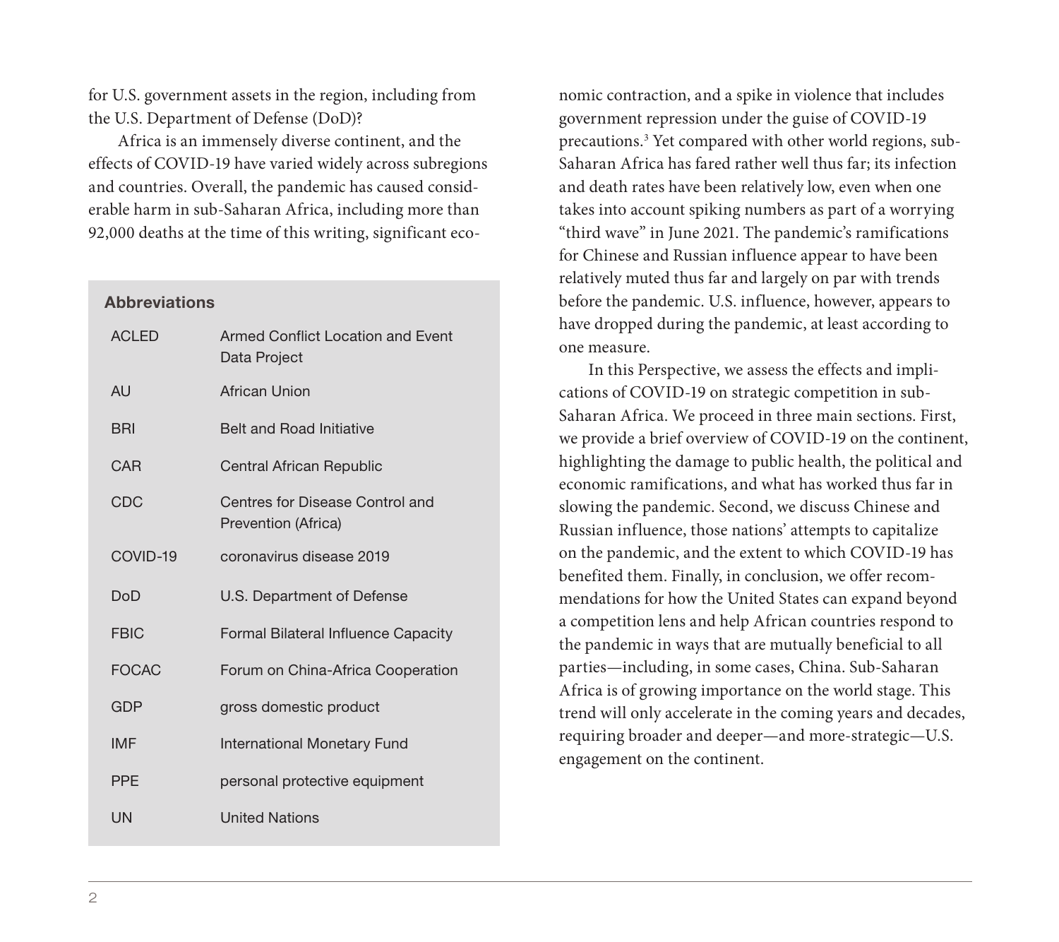for U.S. government assets in the region, including from the U.S. Department of Defense (DoD)?

Africa is an immensely diverse continent, and the effects of COVID-19 have varied widely across subregions and countries. Overall, the pandemic has caused considerable harm in sub-Saharan Africa, including more than 92,000 deaths at the time of this writing, significant economic contraction, and a spike in violence that includes government repression under the guise of COVID-19 precautions.[3] Yet compared with other world regions, sub-Saharan Africa has fared rather well thus far; its infection and death rates have been relatively low, even when one takes into account spiking numbers as part of a worrying "third wave" in June 2021. The pandemic's ramifications for Chinese and Russian influence appear to have been relatively muted thus far and largely on par with trends before the pandemic. U.S. influence, however, appears to have dropped during the pandemic, at least according to one measure.

In this Perspective, we assess the effects and implications of COVID-19 on strategic competition in sub-Saharan Africa. We proceed in three main sections. First, we provide a brief overview of COVID-19 on the continent, highlighting the damage to public health, the political and economic ramifications, and what has worked thus far in slowing the pandemic. Second, we discuss Chinese and Russian influence, those nations' attempts to capitalize on the pandemic, and the extent to which COVID-19 has benefited them. Finally, in conclusion, we offer recommendations for how the United States can expand beyond a competition lens and help African countries respond to the pandemic in ways that are mutually beneficial to all parties—including, in some cases, China. Sub-Saharan Africa is of growing importance on the world stage. This trend will only accelerate in the coming years and decades, requiring broader and deeper—and more-strategic—U.S. engagement on the continent.

**Abbreviations**

| | |
|---|---|
| ACLED | Armed Conflict Location and Event Data Project |
| AU | African Union |
| BRI | Belt and Road Initiative |
| CAR | Central African Republic |
| CDC | Centres for Disease Control and Prevention (Africa) |
| COVID-19 | coronavirus disease 2019 |
| DoD | U.S. Department of Defense |
| FBIC | Formal Bilateral Influence Capacity |
| FOCAC | Forum on China-Africa Cooperation |
| GDP | gross domestic product |
| IMF | International Monetary Fund |
| PPE | personal protective equipment |
| UN | United Nations |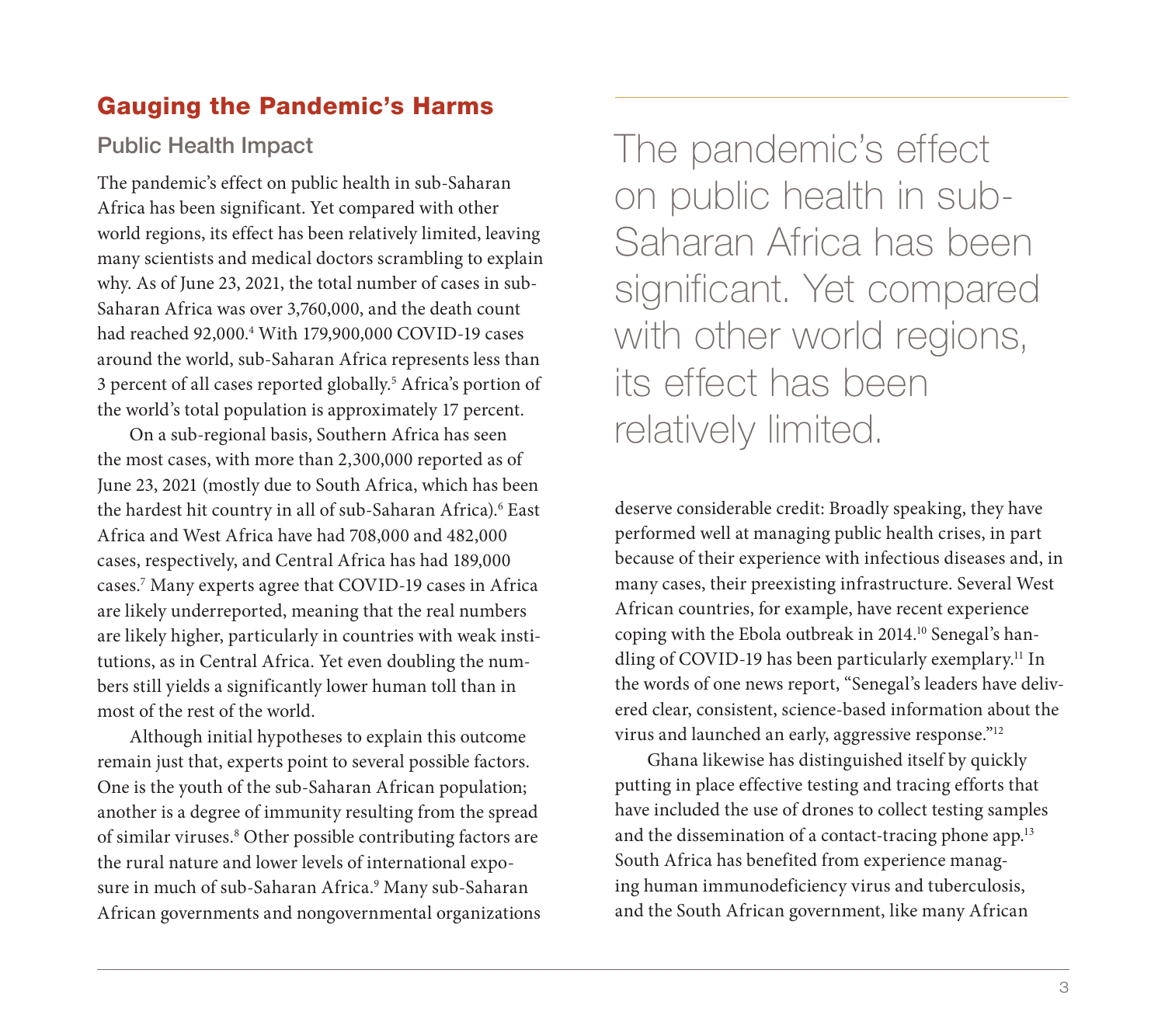## Gauging the Pandemic's Harms

### Public Health Impact

The pandemic's effect on public health in sub-Saharan Africa has been significant. Yet compared with other world regions, its effect has been relatively limited, leaving many scientists and medical doctors scrambling to explain why. As of June 23, 2021, the total number of cases in sub-Saharan Africa was over 3,760,000, and the death count had reached 92,000.[4] With 179,900,000 COVID-19 cases around the world, sub-Saharan Africa represents less than 3 percent of all cases reported globally.[5] Africa's portion of the world's total population is approximately 17 percent.

On a sub-regional basis, Southern Africa has seen the most cases, with more than 2,300,000 reported as of June 23, 2021 (mostly due to South Africa, which has been the hardest hit country in all of sub-Saharan Africa).[6] East Africa and West Africa have had 708,000 and 482,000 cases, respectively, and Central Africa has had 189,000 cases.[7] Many experts agree that COVID-19 cases in Africa are likely underreported, meaning that the real numbers are likely higher, particularly in countries with weak institutions, as in Central Africa. Yet even doubling the numbers still yields a significantly lower human toll than in most of the rest of the world.

Although initial hypotheses to explain this outcome remain just that, experts point to several possible factors. One is the youth of the sub-Saharan African population; another is a degree of immunity resulting from the spread of similar viruses.[8] Other possible contributing factors are the rural nature and lower levels of international exposure in much of sub-Saharan Africa.[9] Many sub-Saharan African governments and nongovernmental organizations deserve considerable credit: Broadly speaking, they have performed well at managing public health crises, in part because of their experience with infectious diseases and, in many cases, their preexisting infrastructure. Several West African countries, for example, have recent experience coping with the Ebola outbreak in 2014.[10] Senegal's handling of COVID-19 has been particularly exemplary.[11] In the words of one news report, "Senegal's leaders have delivered clear, consistent, science-based information about the virus and launched an early, aggressive response."[12]

> The pandemic's effect on public health in sub-Saharan Africa has been significant. Yet compared with other world regions, its effect has been relatively limited.

Ghana likewise has distinguished itself by quickly putting in place effective testing and tracing efforts that have included the use of drones to collect testing samples and the dissemination of a contact-tracing phone app.[13] South Africa has benefited from experience managing human immunodeficiency virus and tuberculosis, and the South African government, like many African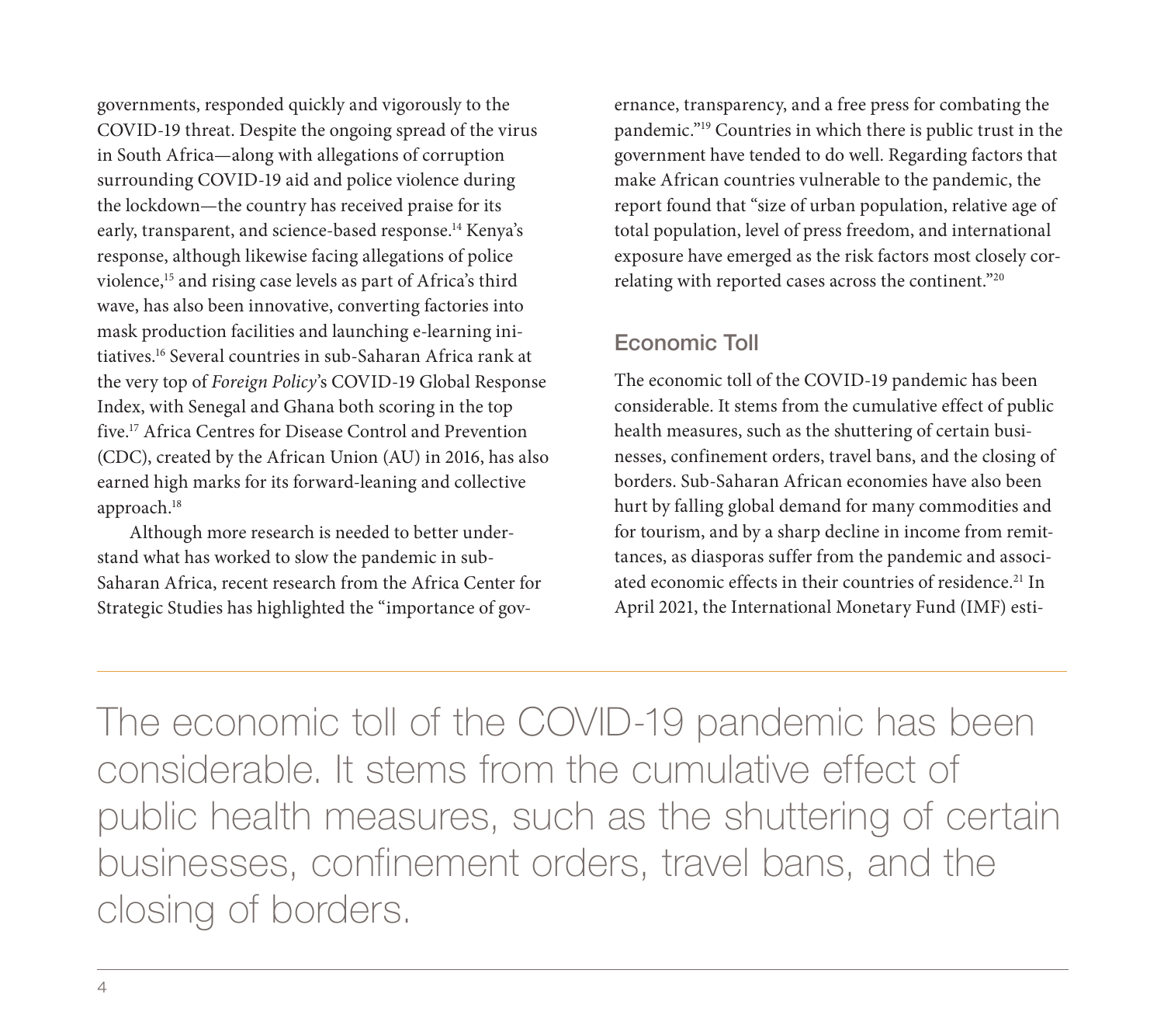governments, responded quickly and vigorously to the COVID-19 threat. Despite the ongoing spread of the virus in South Africa—along with allegations of corruption surrounding COVID-19 aid and police violence during the lockdown—the country has received praise for its early, transparent, and science-based response.[14] Kenya's response, although likewise facing allegations of police violence,[15] and rising case levels as part of Africa's third wave, has also been innovative, converting factories into mask production facilities and launching e-learning initiatives.[16] Several countries in sub-Saharan Africa rank at the very top of *Foreign Policy*'s COVID-19 Global Response Index, with Senegal and Ghana both scoring in the top five.[17] Africa Centres for Disease Control and Prevention (CDC), created by the African Union (AU) in 2016, has also earned high marks for its forward-leaning and collective approach.[18]

Although more research is needed to better understand what has worked to slow the pandemic in sub-Saharan Africa, recent research from the Africa Center for Strategic Studies has highlighted the "importance of governance, transparency, and a free press for combating the pandemic."[19] Countries in which there is public trust in the government have tended to do well. Regarding factors that make African countries vulnerable to the pandemic, the report found that "size of urban population, relative age of total population, level of press freedom, and international exposure have emerged as the risk factors most closely correlating with reported cases across the continent."[20]

## Economic Toll

The economic toll of the COVID-19 pandemic has been considerable. It stems from the cumulative effect of public health measures, such as the shuttering of certain businesses, confinement orders, travel bans, and the closing of borders. Sub-Saharan African economies have also been hurt by falling global demand for many commodities and for tourism, and by a sharp decline in income from remittances, as diasporas suffer from the pandemic and associated economic effects in their countries of residence.[21] In April 2021, the International Monetary Fund (IMF) esti-

The economic toll of the COVID-19 pandemic has been considerable. It stems from the cumulative effect of public health measures, such as the shuttering of certain businesses, confinement orders, travel bans, and the closing of borders.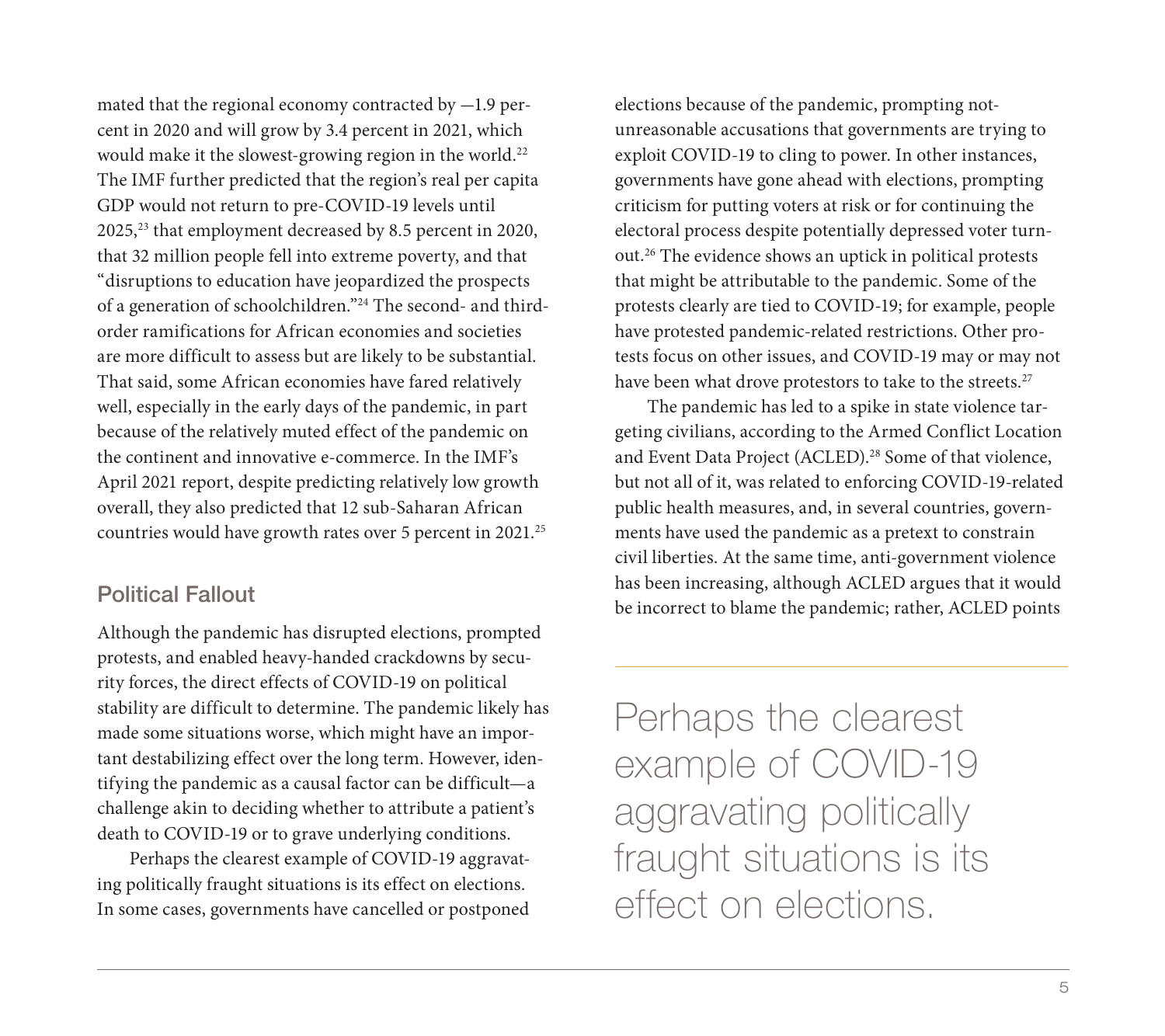mated that the regional economy contracted by —1.9 percent in 2020 and will grow by 3.4 percent in 2021, which would make it the slowest-growing region in the world.[22] The IMF further predicted that the region's real per capita GDP would not return to pre-COVID-19 levels until 2025,[23] that employment decreased by 8.5 percent in 2020, that 32 million people fell into extreme poverty, and that "disruptions to education have jeopardized the prospects of a generation of schoolchildren."[24] The second- and third-order ramifications for African economies and societies are more difficult to assess but are likely to be substantial. That said, some African economies have fared relatively well, especially in the early days of the pandemic, in part because of the relatively muted effect of the pandemic on the continent and innovative e-commerce. In the IMF's April 2021 report, despite predicting relatively low growth overall, they also predicted that 12 sub-Saharan African countries would have growth rates over 5 percent in 2021.[25]

## Political Fallout

Although the pandemic has disrupted elections, prompted protests, and enabled heavy-handed crackdowns by security forces, the direct effects of COVID-19 on political stability are difficult to determine. The pandemic likely has made some situations worse, which might have an important destabilizing effect over the long term. However, identifying the pandemic as a causal factor can be difficult—a challenge akin to deciding whether to attribute a patient's death to COVID-19 or to grave underlying conditions.

Perhaps the clearest example of COVID-19 aggravating politically fraught situations is its effect on elections. In some cases, governments have cancelled or postponed elections because of the pandemic, prompting not-unreasonable accusations that governments are trying to exploit COVID-19 to cling to power. In other instances, governments have gone ahead with elections, prompting criticism for putting voters at risk or for continuing the electoral process despite potentially depressed voter turnout.[26] The evidence shows an uptick in political protests that might be attributable to the pandemic. Some of the protests clearly are tied to COVID-19; for example, people have protested pandemic-related restrictions. Other protests focus on other issues, and COVID-19 may or may not have been what drove protestors to take to the streets.[27]

The pandemic has led to a spike in state violence targeting civilians, according to the Armed Conflict Location and Event Data Project (ACLED).[28] Some of that violence, but not all of it, was related to enforcing COVID-19-related public health measures, and, in several countries, governments have used the pandemic as a pretext to constrain civil liberties. At the same time, anti-government violence has been increasing, although ACLED argues that it would be incorrect to blame the pandemic; rather, ACLED points

> Perhaps the clearest example of COVID-19 aggravating politically fraught situations is its effect on elections.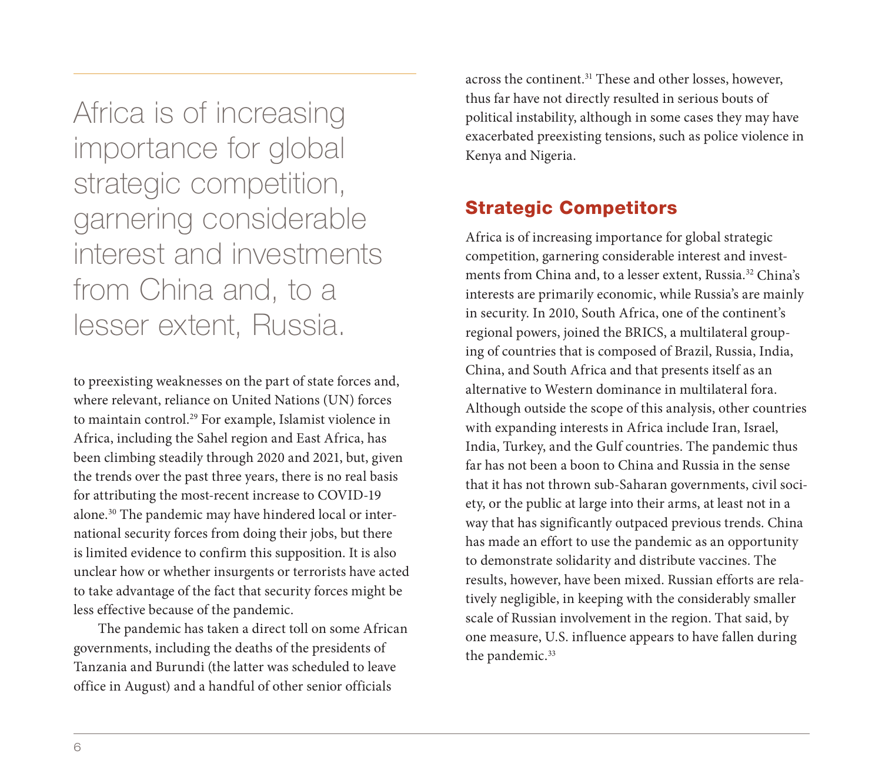> Africa is of increasing importance for global strategic competition, garnering considerable interest and investments from China and, to a lesser extent, Russia.

to preexisting weaknesses on the part of state forces and, where relevant, reliance on United Nations (UN) forces to maintain control.[29] For example, Islamist violence in Africa, including the Sahel region and East Africa, has been climbing steadily through 2020 and 2021, but, given the trends over the past three years, there is no real basis for attributing the most-recent increase to COVID-19 alone.[30] The pandemic may have hindered local or international security forces from doing their jobs, but there is limited evidence to confirm this supposition. It is also unclear how or whether insurgents or terrorists have acted to take advantage of the fact that security forces might be less effective because of the pandemic.

The pandemic has taken a direct toll on some African governments, including the deaths of the presidents of Tanzania and Burundi (the latter was scheduled to leave office in August) and a handful of other senior officials across the continent.[31] These and other losses, however, thus far have not directly resulted in serious bouts of political instability, although in some cases they may have exacerbated preexisting tensions, such as police violence in Kenya and Nigeria.

## Strategic Competitors

Africa is of increasing importance for global strategic competition, garnering considerable interest and investments from China and, to a lesser extent, Russia.[32] China's interests are primarily economic, while Russia's are mainly in security. In 2010, South Africa, one of the continent's regional powers, joined the BRICS, a multilateral grouping of countries that is composed of Brazil, Russia, India, China, and South Africa and that presents itself as an alternative to Western dominance in multilateral fora. Although outside the scope of this analysis, other countries with expanding interests in Africa include Iran, Israel, India, Turkey, and the Gulf countries. The pandemic thus far has not been a boon to China and Russia in the sense that it has not thrown sub-Saharan governments, civil society, or the public at large into their arms, at least not in a way that has significantly outpaced previous trends. China has made an effort to use the pandemic as an opportunity to demonstrate solidarity and distribute vaccines. The results, however, have been mixed. Russian efforts are relatively negligible, in keeping with the considerably smaller scale of Russian involvement in the region. That said, by one measure, U.S. influence appears to have fallen during the pandemic.[33]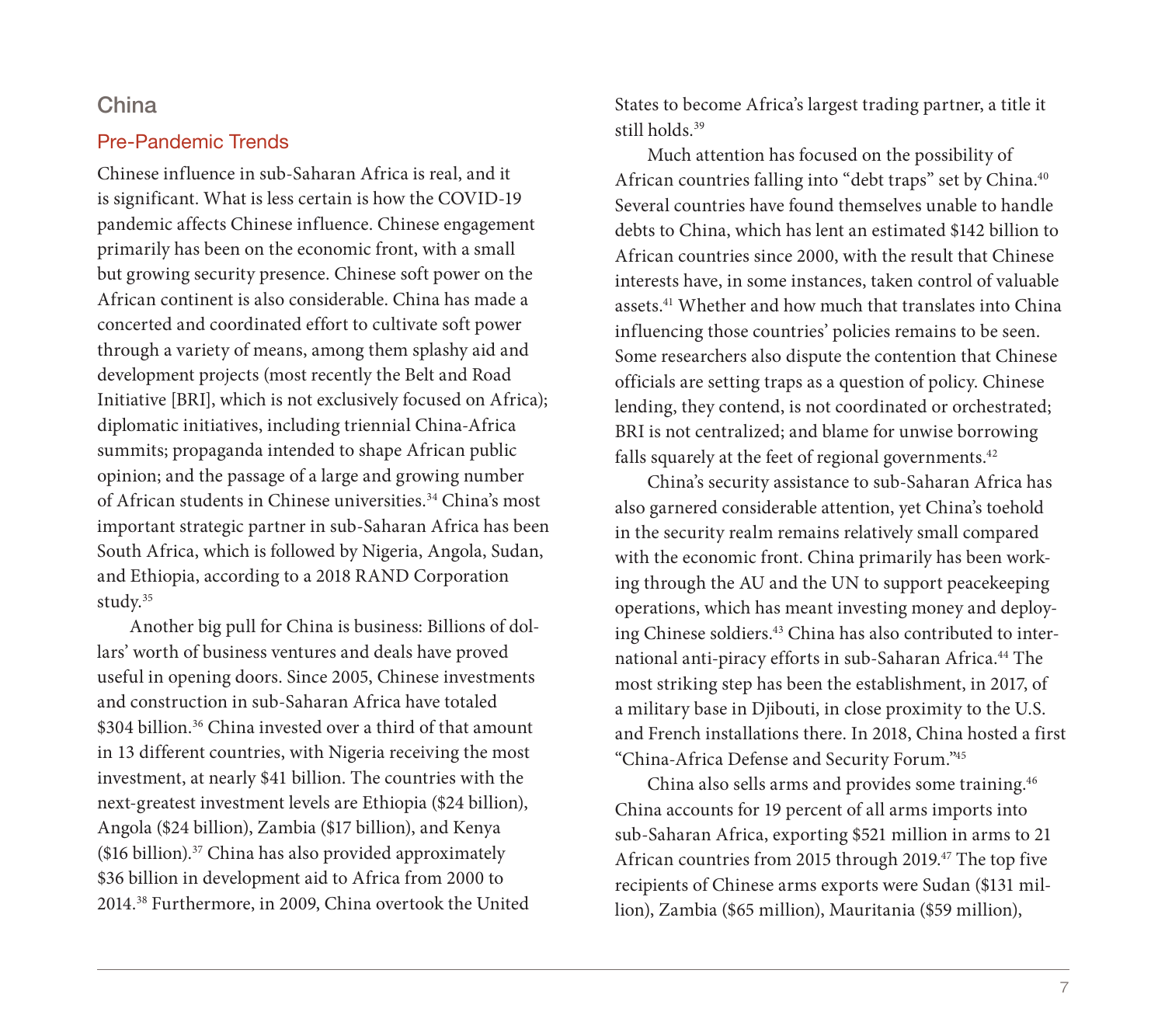## China

### Pre-Pandemic Trends

Chinese influence in sub-Saharan Africa is real, and it is significant. What is less certain is how the COVID-19 pandemic affects Chinese influence. Chinese engagement primarily has been on the economic front, with a small but growing security presence. Chinese soft power on the African continent is also considerable. China has made a concerted and coordinated effort to cultivate soft power through a variety of means, among them splashy aid and development projects (most recently the Belt and Road Initiative [BRI], which is not exclusively focused on Africa); diplomatic initiatives, including triennial China-Africa summits; propaganda intended to shape African public opinion; and the passage of a large and growing number of African students in Chinese universities.[34] China's most important strategic partner in sub-Saharan Africa has been South Africa, which is followed by Nigeria, Angola, Sudan, and Ethiopia, according to a 2018 RAND Corporation study.[35]

Another big pull for China is business: Billions of dollars' worth of business ventures and deals have proved useful in opening doors. Since 2005, Chinese investments and construction in sub-Saharan Africa have totaled \$304 billion.[36] China invested over a third of that amount in 13 different countries, with Nigeria receiving the most investment, at nearly \$41 billion. The countries with the next-greatest investment levels are Ethiopia (\$24 billion), Angola (\$24 billion), Zambia (\$17 billion), and Kenya (\$16 billion).[37] China has also provided approximately \$36 billion in development aid to Africa from 2000 to 2014.[38] Furthermore, in 2009, China overtook the United States to become Africa's largest trading partner, a title it still holds.[39]

Much attention has focused on the possibility of African countries falling into "debt traps" set by China.[40] Several countries have found themselves unable to handle debts to China, which has lent an estimated \$142 billion to African countries since 2000, with the result that Chinese interests have, in some instances, taken control of valuable assets.[41] Whether and how much that translates into China influencing those countries' policies remains to be seen. Some researchers also dispute the contention that Chinese officials are setting traps as a question of policy. Chinese lending, they contend, is not coordinated or orchestrated; BRI is not centralized; and blame for unwise borrowing falls squarely at the feet of regional governments.[42]

China's security assistance to sub-Saharan Africa has also garnered considerable attention, yet China's toehold in the security realm remains relatively small compared with the economic front. China primarily has been working through the AU and the UN to support peacekeeping operations, which has meant investing money and deploying Chinese soldiers.[43] China has also contributed to international anti-piracy efforts in sub-Saharan Africa.[44] The most striking step has been the establishment, in 2017, of a military base in Djibouti, in close proximity to the U.S. and French installations there. In 2018, China hosted a first "China-Africa Defense and Security Forum."[45]

China also sells arms and provides some training.[46] China accounts for 19 percent of all arms imports into sub-Saharan Africa, exporting \$521 million in arms to 21 African countries from 2015 through 2019.[47] The top five recipients of Chinese arms exports were Sudan (\$131 million), Zambia (\$65 million), Mauritania (\$59 million),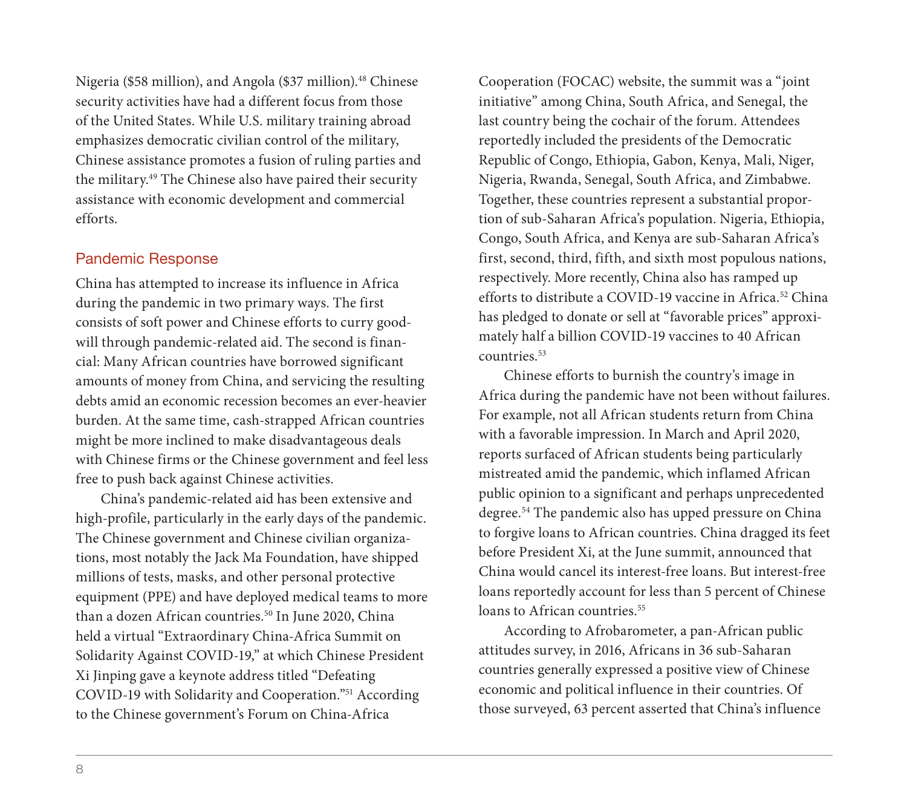Nigeria ($58 million), and Angola ($37 million).[48] Chinese security activities have had a different focus from those of the United States. While U.S. military training abroad emphasizes democratic civilian control of the military, Chinese assistance promotes a fusion of ruling parties and the military.[49] The Chinese also have paired their security assistance with economic development and commercial efforts.

## Pandemic Response

China has attempted to increase its influence in Africa during the pandemic in two primary ways. The first consists of soft power and Chinese efforts to curry goodwill through pandemic-related aid. The second is financial: Many African countries have borrowed significant amounts of money from China, and servicing the resulting debts amid an economic recession becomes an ever-heavier burden. At the same time, cash-strapped African countries might be more inclined to make disadvantageous deals with Chinese firms or the Chinese government and feel less free to push back against Chinese activities.

China's pandemic-related aid has been extensive and high-profile, particularly in the early days of the pandemic. The Chinese government and Chinese civilian organizations, most notably the Jack Ma Foundation, have shipped millions of tests, masks, and other personal protective equipment (PPE) and have deployed medical teams to more than a dozen African countries.[50] In June 2020, China held a virtual "Extraordinary China-Africa Summit on Solidarity Against COVID-19," at which Chinese President Xi Jinping gave a keynote address titled "Defeating COVID-19 with Solidarity and Cooperation."[51] According to the Chinese government's Forum on China-Africa Cooperation (FOCAC) website, the summit was a "joint initiative" among China, South Africa, and Senegal, the last country being the cochair of the forum. Attendees reportedly included the presidents of the Democratic Republic of Congo, Ethiopia, Gabon, Kenya, Mali, Niger, Nigeria, Rwanda, Senegal, South Africa, and Zimbabwe. Together, these countries represent a substantial proportion of sub-Saharan Africa's population. Nigeria, Ethiopia, Congo, South Africa, and Kenya are sub-Saharan Africa's first, second, third, fifth, and sixth most populous nations, respectively. More recently, China also has ramped up efforts to distribute a COVID-19 vaccine in Africa.[52] China has pledged to donate or sell at "favorable prices" approximately half a billion COVID-19 vaccines to 40 African countries.[53]

Chinese efforts to burnish the country's image in Africa during the pandemic have not been without failures. For example, not all African students return from China with a favorable impression. In March and April 2020, reports surfaced of African students being particularly mistreated amid the pandemic, which inflamed African public opinion to a significant and perhaps unprecedented degree.[54] The pandemic also has upped pressure on China to forgive loans to African countries. China dragged its feet before President Xi, at the June summit, announced that China would cancel its interest-free loans. But interest-free loans reportedly account for less than 5 percent of Chinese loans to African countries.[55]

According to Afrobarometer, a pan-African public attitudes survey, in 2016, Africans in 36 sub-Saharan countries generally expressed a positive view of Chinese economic and political influence in their countries. Of those surveyed, 63 percent asserted that China's influence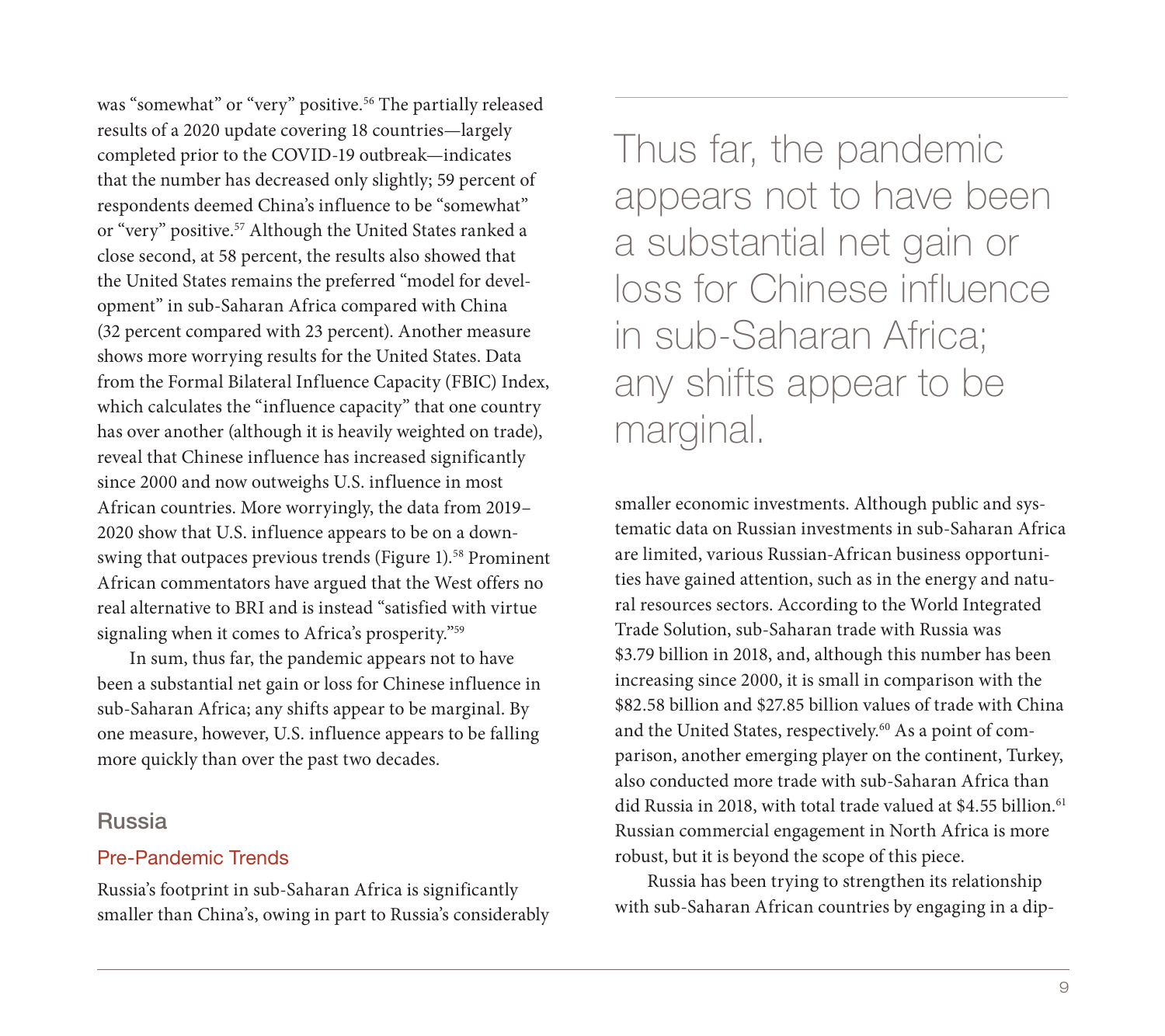was "somewhat" or "very" positive.[56] The partially released results of a 2020 update covering 18 countries—largely completed prior to the COVID-19 outbreak—indicates that the number has decreased only slightly; 59 percent of respondents deemed China's influence to be "somewhat" or "very" positive.[57] Although the United States ranked a close second, at 58 percent, the results also showed that the United States remains the preferred "model for development" in sub-Saharan Africa compared with China (32 percent compared with 23 percent). Another measure shows more worrying results for the United States. Data from the Formal Bilateral Influence Capacity (FBIC) Index, which calculates the "influence capacity" that one country has over another (although it is heavily weighted on trade), reveal that Chinese influence has increased significantly since 2000 and now outweighs U.S. influence in most African countries. More worryingly, the data from 2019–2020 show that U.S. influence appears to be on a downswing that outpaces previous trends (Figure 1).[58] Prominent African commentators have argued that the West offers no real alternative to BRI and is instead "satisfied with virtue signaling when it comes to Africa's prosperity."[59]

In sum, thus far, the pandemic appears not to have been a substantial net gain or loss for Chinese influence in sub-Saharan Africa; any shifts appear to be marginal. By one measure, however, U.S. influence appears to be falling more quickly than over the past two decades.

> Thus far, the pandemic appears not to have been a substantial net gain or loss for Chinese influence in sub-Saharan Africa; any shifts appear to be marginal.

## Russia

### Pre-Pandemic Trends

Russia's footprint in sub-Saharan Africa is significantly smaller than China's, owing in part to Russia's considerably smaller economic investments. Although public and systematic data on Russian investments in sub-Saharan Africa are limited, various Russian-African business opportunities have gained attention, such as in the energy and natural resources sectors. According to the World Integrated Trade Solution, sub-Saharan trade with Russia was $3.79 billion in 2018, and, although this number has been increasing since 2000, it is small in comparison with the $82.58 billion and $27.85 billion values of trade with China and the United States, respectively.[60] As a point of comparison, another emerging player on the continent, Turkey, also conducted more trade with sub-Saharan Africa than did Russia in 2018, with total trade valued at $4.55 billion.[61] Russian commercial engagement in North Africa is more robust, but it is beyond the scope of this piece.

Russia has been trying to strengthen its relationship with sub-Saharan African countries by engaging in a dip-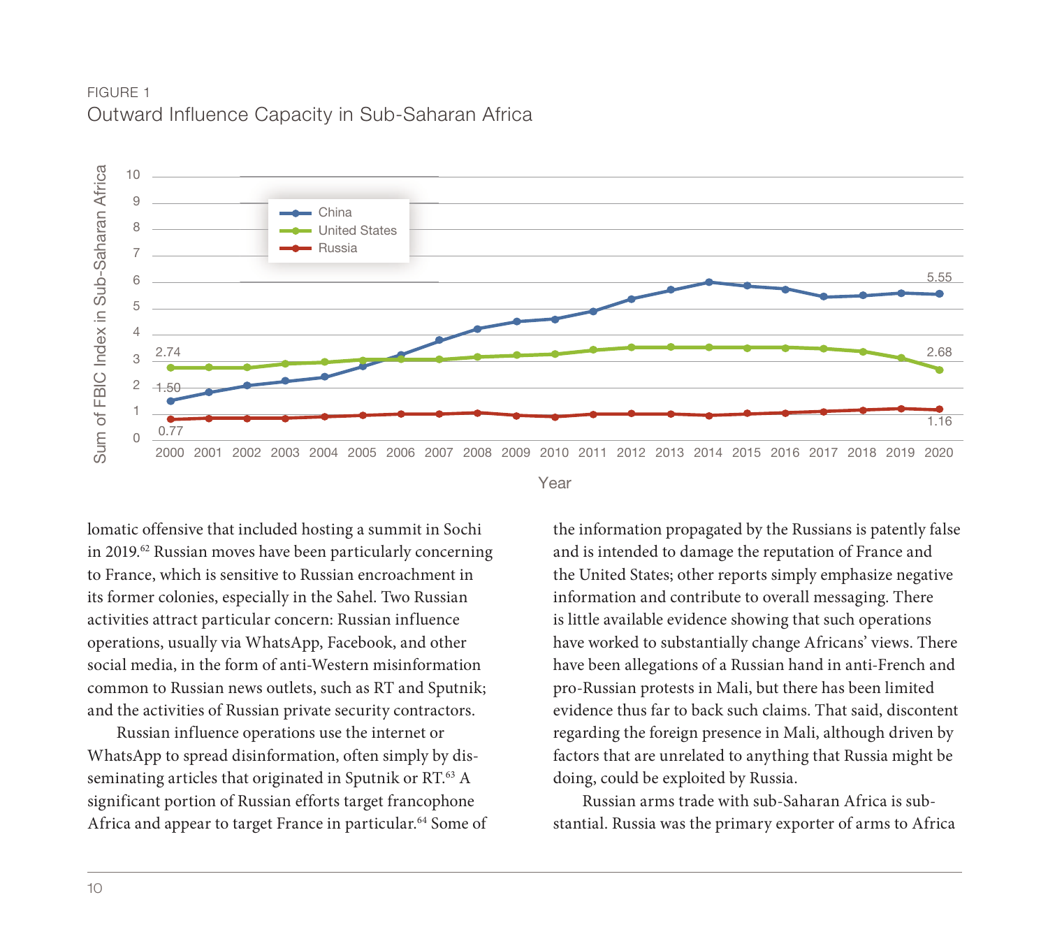FIGURE 1

Outward Influence Capacity in Sub-Saharan Africa

Sum of FBIC Index in Sub-Saharan Africa

10
9
8
7
6
5
4
3
2
1
0

China
United States
Russia

2.74
1.50
0.77
5.55
2.68
1.16

2000 2001 2002 2003 2004 2005 2006 2007 2008 2009 2010 2011 2012 2013 2014 2015 2016 2017 2018 2019 2020

Year

lomatic offensive that included hosting a summit in Sochi in 2019.[62] Russian moves have been particularly concerning to France, which is sensitive to Russian encroachment in its former colonies, especially in the Sahel. Two Russian activities attract particular concern: Russian influence operations, usually via WhatsApp, Facebook, and other social media, in the form of anti-Western misinformation common to Russian news outlets, such as RT and Sputnik; and the activities of Russian private security contractors.

Russian influence operations use the internet or WhatsApp to spread disinformation, often simply by disseminating articles that originated in Sputnik or RT.[63] A significant portion of Russian efforts target francophone Africa and appear to target France in particular.[64] Some of the information propagated by the Russians is patently false and is intended to damage the reputation of France and the United States; other reports simply emphasize negative information and contribute to overall messaging. There is little available evidence showing that such operations have worked to substantially change Africans' views. There have been allegations of a Russian hand in anti-French and pro-Russian protests in Mali, but there has been limited evidence thus far to back such claims. That said, discontent regarding the foreign presence in Mali, although driven by factors that are unrelated to anything that Russia might be doing, could be exploited by Russia.

Russian arms trade with sub-Saharan Africa is substantial. Russia was the primary exporter of arms to Africa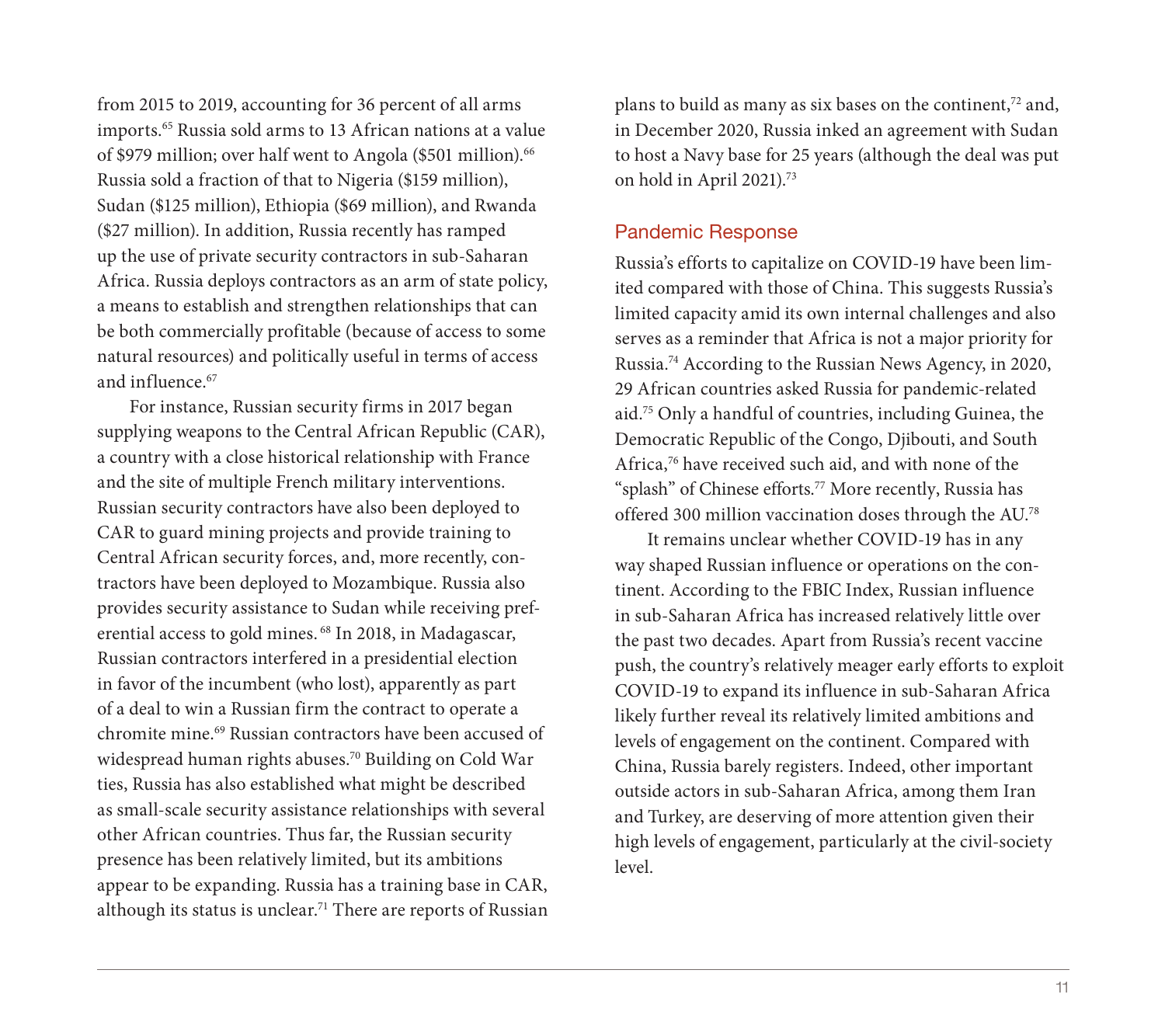from 2015 to 2019, accounting for 36 percent of all arms imports.[65] Russia sold arms to 13 African nations at a value of $979 million; over half went to Angola ($501 million).[66] Russia sold a fraction of that to Nigeria ($159 million), Sudan ($125 million), Ethiopia ($69 million), and Rwanda ($27 million). In addition, Russia recently has ramped up the use of private security contractors in sub-Saharan Africa. Russia deploys contractors as an arm of state policy, a means to establish and strengthen relationships that can be both commercially profitable (because of access to some natural resources) and politically useful in terms of access and influence.[67]

For instance, Russian security firms in 2017 began supplying weapons to the Central African Republic (CAR), a country with a close historical relationship with France and the site of multiple French military interventions. Russian security contractors have also been deployed to CAR to guard mining projects and provide training to Central African security forces, and, more recently, contractors have been deployed to Mozambique. Russia also provides security assistance to Sudan while receiving preferential access to gold mines.[68] In 2018, in Madagascar, Russian contractors interfered in a presidential election in favor of the incumbent (who lost), apparently as part of a deal to win a Russian firm the contract to operate a chromite mine.[69] Russian contractors have been accused of widespread human rights abuses.[70] Building on Cold War ties, Russia has also established what might be described as small-scale security assistance relationships with several other African countries. Thus far, the Russian security presence has been relatively limited, but its ambitions appear to be expanding. Russia has a training base in CAR, although its status is unclear.[71] There are reports of Russian plans to build as many as six bases on the continent,[72] and, in December 2020, Russia inked an agreement with Sudan to host a Navy base for 25 years (although the deal was put on hold in April 2021).[73]

## Pandemic Response

Russia's efforts to capitalize on COVID-19 have been limited compared with those of China. This suggests Russia's limited capacity amid its own internal challenges and also serves as a reminder that Africa is not a major priority for Russia.[74] According to the Russian News Agency, in 2020, 29 African countries asked Russia for pandemic-related aid.[75] Only a handful of countries, including Guinea, the Democratic Republic of the Congo, Djibouti, and South Africa,[76] have received such aid, and with none of the "splash" of Chinese efforts.[77] More recently, Russia has offered 300 million vaccination doses through the AU.[78]

It remains unclear whether COVID-19 has in any way shaped Russian influence or operations on the continent. According to the FBIC Index, Russian influence in sub-Saharan Africa has increased relatively little over the past two decades. Apart from Russia's recent vaccine push, the country's relatively meager early efforts to exploit COVID-19 to expand its influence in sub-Saharan Africa likely further reveal its relatively limited ambitions and levels of engagement on the continent. Compared with China, Russia barely registers. Indeed, other important outside actors in sub-Saharan Africa, among them Iran and Turkey, are deserving of more attention given their high levels of engagement, particularly at the civil-society level.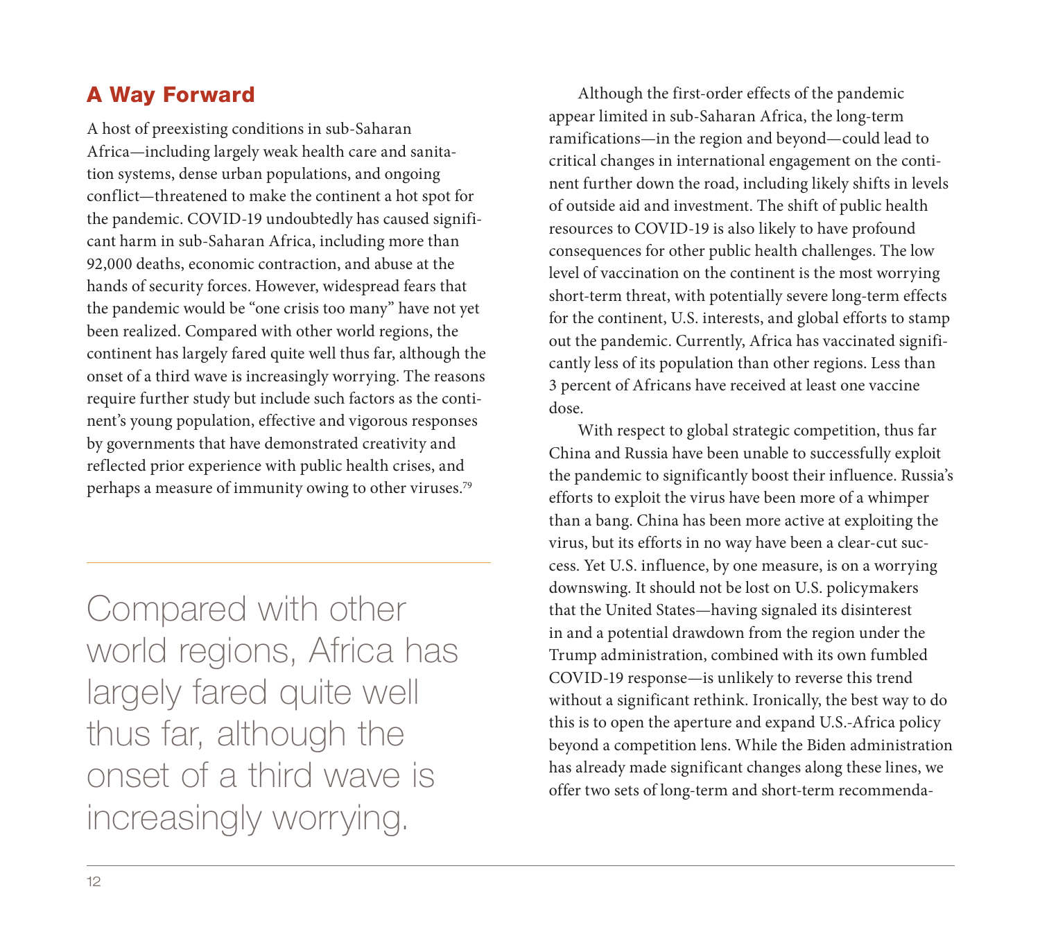## A Way Forward

A host of preexisting conditions in sub-Saharan Africa—including largely weak health care and sanitation systems, dense urban populations, and ongoing conflict—threatened to make the continent a hot spot for the pandemic. COVID-19 undoubtedly has caused significant harm in sub-Saharan Africa, including more than 92,000 deaths, economic contraction, and abuse at the hands of security forces. However, widespread fears that the pandemic would be "one crisis too many" have not yet been realized. Compared with other world regions, the continent has largely fared quite well thus far, although the onset of a third wave is increasingly worrying. The reasons require further study but include such factors as the continent's young population, effective and vigorous responses by governments that have demonstrated creativity and reflected prior experience with public health crises, and perhaps a measure of immunity owing to other viruses.[79]

> Compared with other world regions, Africa has largely fared quite well thus far, although the onset of a third wave is increasingly worrying.

Although the first-order effects of the pandemic appear limited in sub-Saharan Africa, the long-term ramifications—in the region and beyond—could lead to critical changes in international engagement on the continent further down the road, including likely shifts in levels of outside aid and investment. The shift of public health resources to COVID-19 is also likely to have profound consequences for other public health challenges. The low level of vaccination on the continent is the most worrying short-term threat, with potentially severe long-term effects for the continent, U.S. interests, and global efforts to stamp out the pandemic. Currently, Africa has vaccinated significantly less of its population than other regions. Less than 3 percent of Africans have received at least one vaccine dose.

With respect to global strategic competition, thus far China and Russia have been unable to successfully exploit the pandemic to significantly boost their influence. Russia's efforts to exploit the virus have been more of a whimper than a bang. China has been more active at exploiting the virus, but its efforts in no way have been a clear-cut success. Yet U.S. influence, by one measure, is on a worrying downswing. It should not be lost on U.S. policymakers that the United States—having signaled its disinterest in and a potential drawdown from the region under the Trump administration, combined with its own fumbled COVID-19 response—is unlikely to reverse this trend without a significant rethink. Ironically, the best way to do this is to open the aperture and expand U.S.-Africa policy beyond a competition lens. While the Biden administration has already made significant changes along these lines, we offer two sets of long-term and short-term recommenda-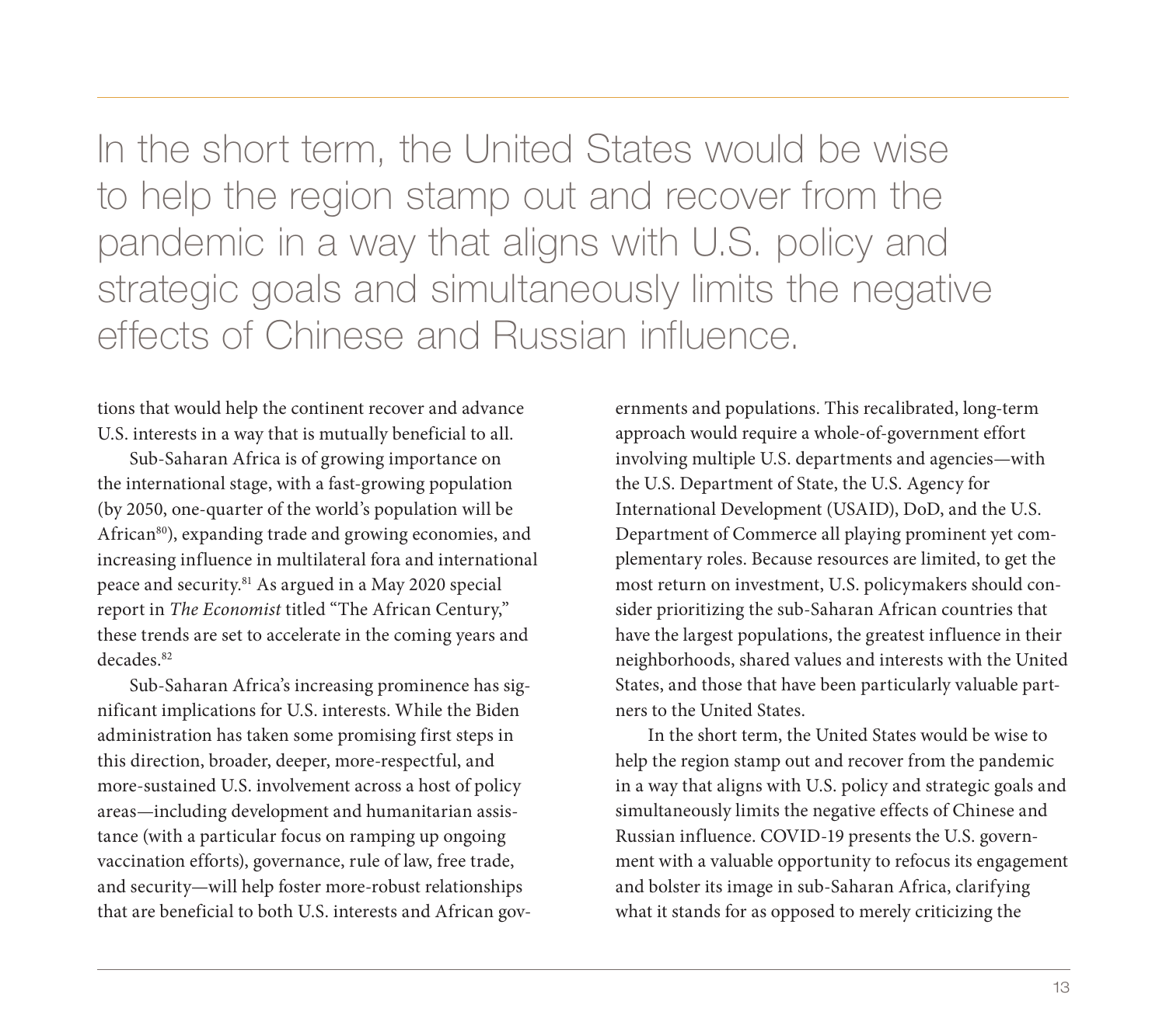> In the short term, the United States would be wise to help the region stamp out and recover from the pandemic in a way that aligns with U.S. policy and strategic goals and simultaneously limits the negative effects of Chinese and Russian influence.

tions that would help the continent recover and advance U.S. interests in a way that is mutually beneficial to all.

Sub-Saharan Africa is of growing importance on the international stage, with a fast-growing population (by 2050, one-quarter of the world's population will be African[80]), expanding trade and growing economies, and increasing influence in multilateral fora and international peace and security.[81] As argued in a May 2020 special report in *The Economist* titled "The African Century," these trends are set to accelerate in the coming years and decades.[82]

Sub-Saharan Africa's increasing prominence has significant implications for U.S. interests. While the Biden administration has taken some promising first steps in this direction, broader, deeper, more-respectful, and more-sustained U.S. involvement across a host of policy areas—including development and humanitarian assistance (with a particular focus on ramping up ongoing vaccination efforts), governance, rule of law, free trade, and security—will help foster more-robust relationships that are beneficial to both U.S. interests and African governments and populations. This recalibrated, long-term approach would require a whole-of-government effort involving multiple U.S. departments and agencies—with the U.S. Department of State, the U.S. Agency for International Development (USAID), DoD, and the U.S. Department of Commerce all playing prominent yet complementary roles. Because resources are limited, to get the most return on investment, U.S. policymakers should consider prioritizing the sub-Saharan African countries that have the largest populations, the greatest influence in their neighborhoods, shared values and interests with the United States, and those that have been particularly valuable partners to the United States.

In the short term, the United States would be wise to help the region stamp out and recover from the pandemic in a way that aligns with U.S. policy and strategic goals and simultaneously limits the negative effects of Chinese and Russian influence. COVID-19 presents the U.S. government with a valuable opportunity to refocus its engagement and bolster its image in sub-Saharan Africa, clarifying what it stands for as opposed to merely criticizing the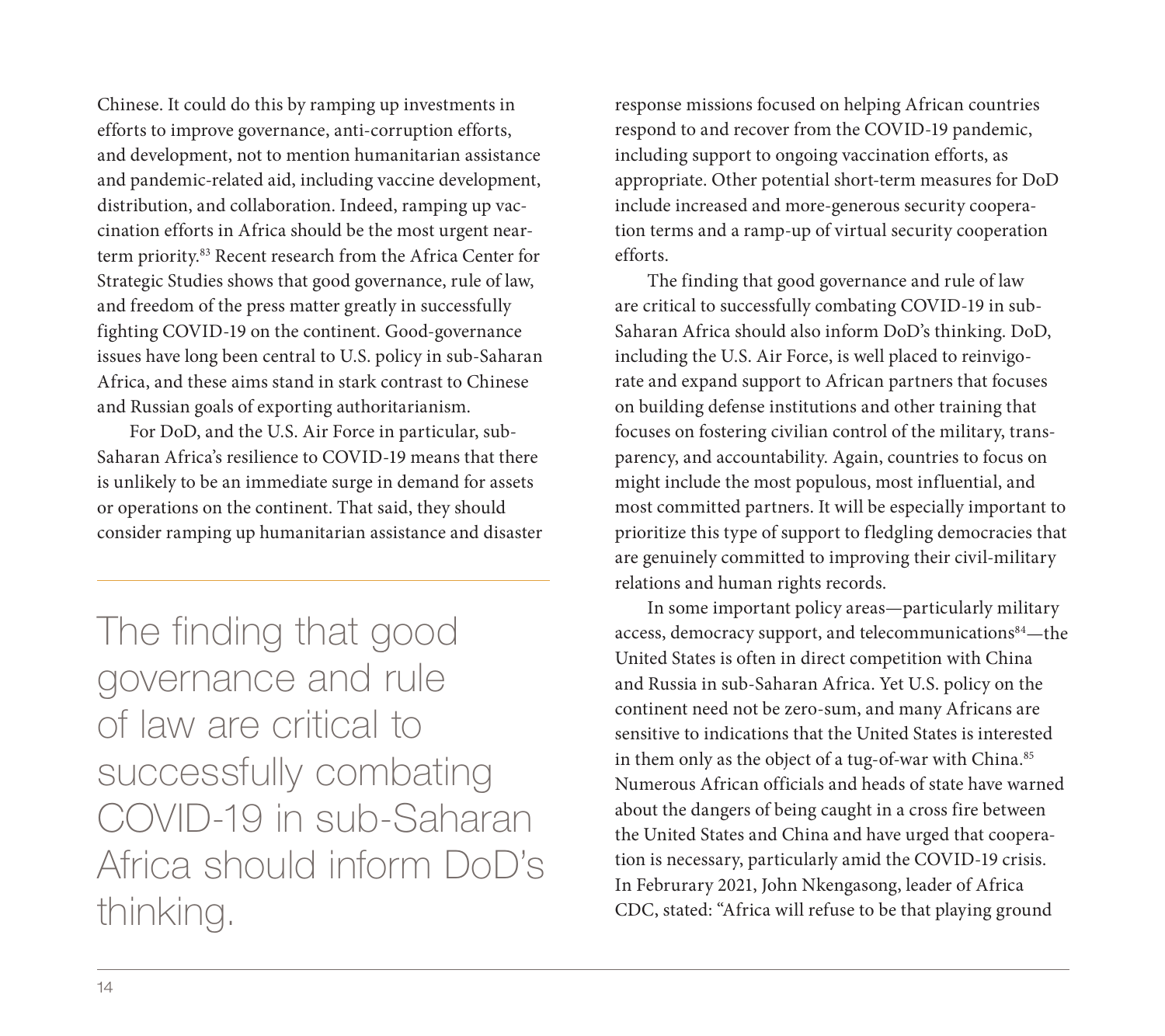Chinese. It could do this by ramping up investments in efforts to improve governance, anti-corruption efforts, and development, not to mention humanitarian assistance and pandemic-related aid, including vaccine development, distribution, and collaboration. Indeed, ramping up vaccination efforts in Africa should be the most urgent near-term priority.[83] Recent research from the Africa Center for Strategic Studies shows that good governance, rule of law, and freedom of the press matter greatly in successfully fighting COVID-19 on the continent. Good-governance issues have long been central to U.S. policy in sub-Saharan Africa, and these aims stand in stark contrast to Chinese and Russian goals of exporting authoritarianism.

For DoD, and the U.S. Air Force in particular, sub-Saharan Africa's resilience to COVID-19 means that there is unlikely to be an immediate surge in demand for assets or operations on the continent. That said, they should consider ramping up humanitarian assistance and disaster response missions focused on helping African countries respond to and recover from the COVID-19 pandemic, including support to ongoing vaccination efforts, as appropriate. Other potential short-term measures for DoD include increased and more-generous security cooperation terms and a ramp-up of virtual security cooperation efforts.

> The finding that good governance and rule of law are critical to successfully combating COVID-19 in sub-Saharan Africa should inform DoD's thinking.

The finding that good governance and rule of law are critical to successfully combating COVID-19 in sub-Saharan Africa should also inform DoD's thinking. DoD, including the U.S. Air Force, is well placed to reinvigorate and expand support to African partners that focuses on building defense institutions and other training that focuses on fostering civilian control of the military, transparency, and accountability. Again, countries to focus on might include the most populous, most influential, and most committed partners. It will be especially important to prioritize this type of support to fledgling democracies that are genuinely committed to improving their civil-military relations and human rights records.

In some important policy areas—particularly military access, democracy support, and telecommunications[84]—the United States is often in direct competition with China and Russia in sub-Saharan Africa. Yet U.S. policy on the continent need not be zero-sum, and many Africans are sensitive to indications that the United States is interested in them only as the object of a tug-of-war with China.[85] Numerous African officials and heads of state have warned about the dangers of being caught in a cross fire between the United States and China and have urged that cooperation is necessary, particularly amid the COVID-19 crisis. In Februrary 2021, John Nkengasong, leader of Africa CDC, stated: "Africa will refuse to be that playing ground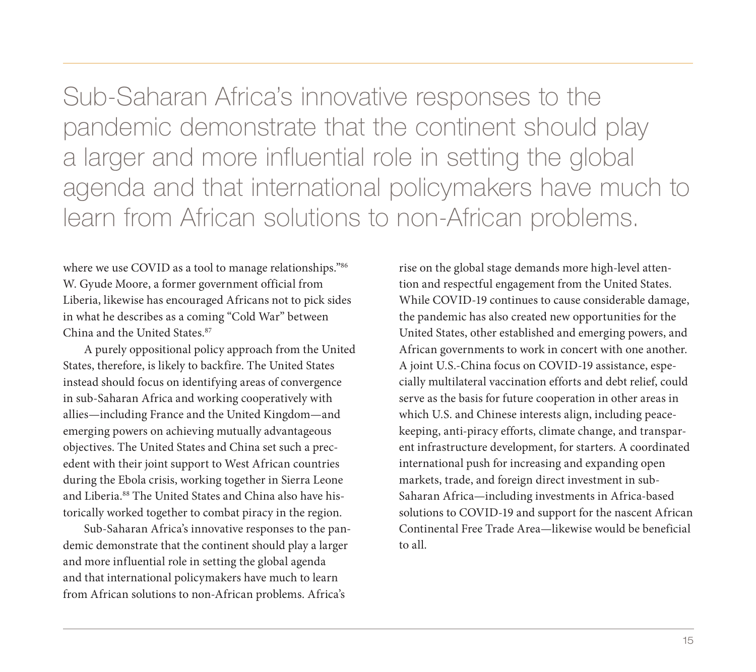> Sub-Saharan Africa's innovative responses to the pandemic demonstrate that the continent should play a larger and more influential role in setting the global agenda and that international policymakers have much to learn from African solutions to non-African problems.

where we use COVID as a tool to manage relationships."[86] W. Gyude Moore, a former government official from Liberia, likewise has encouraged Africans not to pick sides in what he describes as a coming "Cold War" between China and the United States.[87]

A purely oppositional policy approach from the United States, therefore, is likely to backfire. The United States instead should focus on identifying areas of convergence in sub-Saharan Africa and working cooperatively with allies—including France and the United Kingdom—and emerging powers on achieving mutually advantageous objectives. The United States and China set such a precedent with their joint support to West African countries during the Ebola crisis, working together in Sierra Leone and Liberia.[88] The United States and China also have historically worked together to combat piracy in the region.

Sub-Saharan Africa's innovative responses to the pandemic demonstrate that the continent should play a larger and more influential role in setting the global agenda and that international policymakers have much to learn from African solutions to non-African problems. Africa's rise on the global stage demands more high-level attention and respectful engagement from the United States. While COVID-19 continues to cause considerable damage, the pandemic has also created new opportunities for the United States, other established and emerging powers, and African governments to work in concert with one another. A joint U.S.-China focus on COVID-19 assistance, especially multilateral vaccination efforts and debt relief, could serve as the basis for future cooperation in other areas in which U.S. and Chinese interests align, including peacekeeping, anti-piracy efforts, climate change, and transparent infrastructure development, for starters. A coordinated international push for increasing and expanding open markets, trade, and foreign direct investment in sub-Saharan Africa—including investments in Africa-based solutions to COVID-19 and support for the nascent African Continental Free Trade Area—likewise would be beneficial to all.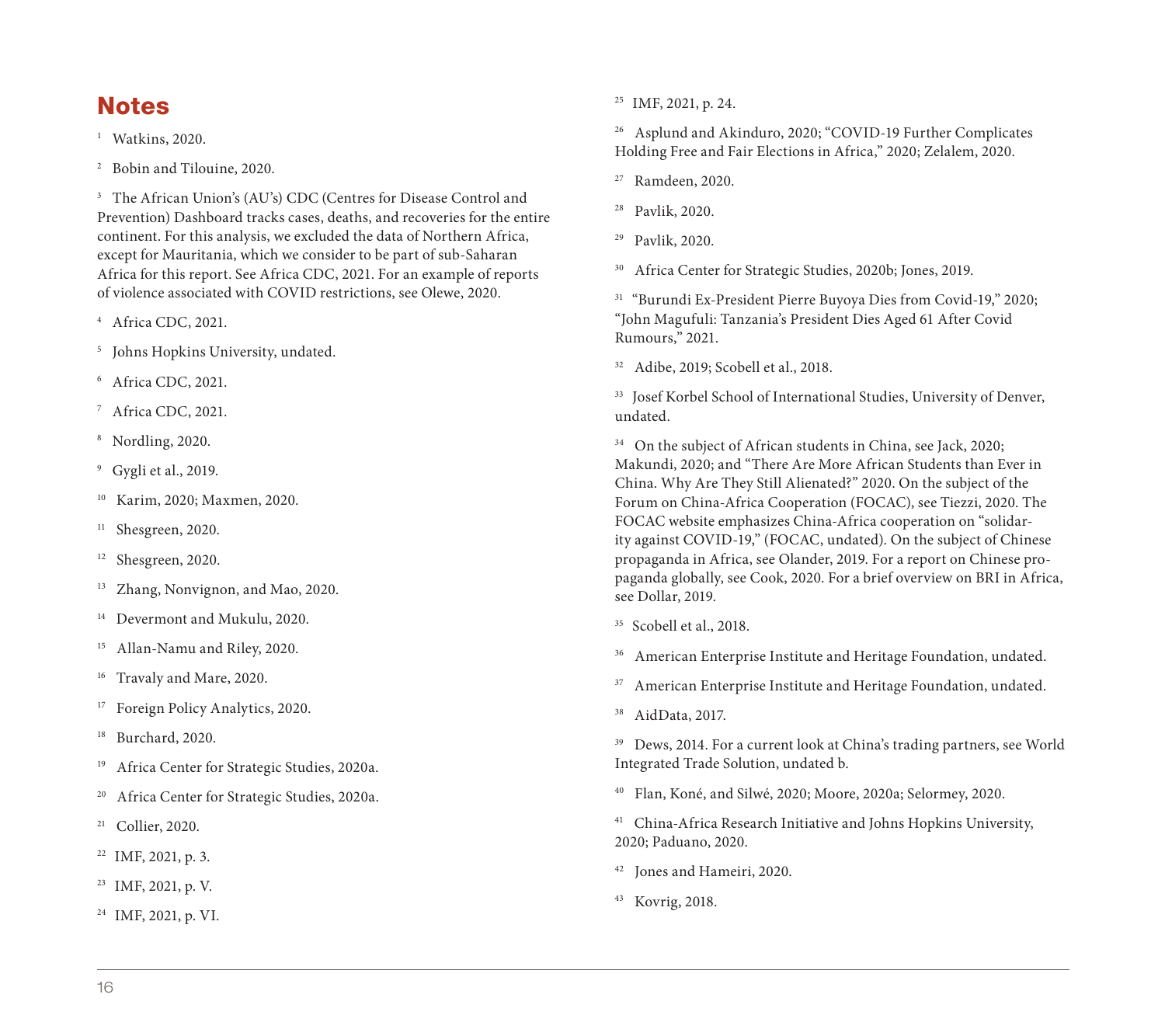# Notes

[1] Watkins, 2020.

[2] Bobin and Tilouine, 2020.

[3] The African Union's (AU's) CDC (Centres for Disease Control and Prevention) Dashboard tracks cases, deaths, and recoveries for the entire continent. For this analysis, we excluded the data of Northern Africa, except for Mauritania, which we consider to be part of sub-Saharan Africa for this report. See Africa CDC, 2021. For an example of reports of violence associated with COVID restrictions, see Olewe, 2020.

[4] Africa CDC, 2021.

[5] Johns Hopkins University, undated.

[6] Africa CDC, 2021.

[7] Africa CDC, 2021.

[8] Nordling, 2020.

[9] Gygli et al., 2019.

[10] Karim, 2020; Maxmen, 2020.

[11] Shesgreen, 2020.

[12] Shesgreen, 2020.

[13] Zhang, Nonvignon, and Mao, 2020.

[14] Devermont and Mukulu, 2020.

[15] Allan-Namu and Riley, 2020.

[16] Travaly and Mare, 2020.

[17] Foreign Policy Analytics, 2020.

[18] Burchard, 2020.

[19] Africa Center for Strategic Studies, 2020a.

[20] Africa Center for Strategic Studies, 2020a.

[21] Collier, 2020.

[22] IMF, 2021, p. 3.

[23] IMF, 2021, p. V.

[24] IMF, 2021, p. VI.

[25] IMF, 2021, p. 24.

[26] Asplund and Akinduro, 2020; "COVID-19 Further Complicates Holding Free and Fair Elections in Africa," 2020; Zelalem, 2020.

[27] Ramdeen, 2020.

[28] Pavlik, 2020.

[29] Pavlik, 2020.

[30] Africa Center for Strategic Studies, 2020b; Jones, 2019.

[31] "Burundi Ex-President Pierre Buyoya Dies from Covid-19," 2020; "John Magufuli: Tanzania's President Dies Aged 61 After Covid Rumours," 2021.

[32] Adibe, 2019; Scobell et al., 2018.

[33] Josef Korbel School of International Studies, University of Denver, undated.

[34] On the subject of African students in China, see Jack, 2020; Makundi, 2020; and "There Are More African Students than Ever in China. Why Are They Still Alienated?" 2020. On the subject of the Forum on China-Africa Cooperation (FOCAC), see Tiezzi, 2020. The FOCAC website emphasizes China-Africa cooperation on "solidarity against COVID-19," (FOCAC, undated). On the subject of Chinese propaganda in Africa, see Olander, 2019. For a report on Chinese propaganda globally, see Cook, 2020. For a brief overview on BRI in Africa, see Dollar, 2019.

[35] Scobell et al., 2018.

[36] American Enterprise Institute and Heritage Foundation, undated.

[37] American Enterprise Institute and Heritage Foundation, undated.

[38] AidData, 2017.

[39] Dews, 2014. For a current look at China's trading partners, see World Integrated Trade Solution, undated b.

[40] Flan, Koné, and Silwé, 2020; Moore, 2020a; Selormey, 2020.

[41] China-Africa Research Initiative and Johns Hopkins University, 2020; Paduano, 2020.

[42] Jones and Hameiri, 2020.

[43] Kovrig, 2018.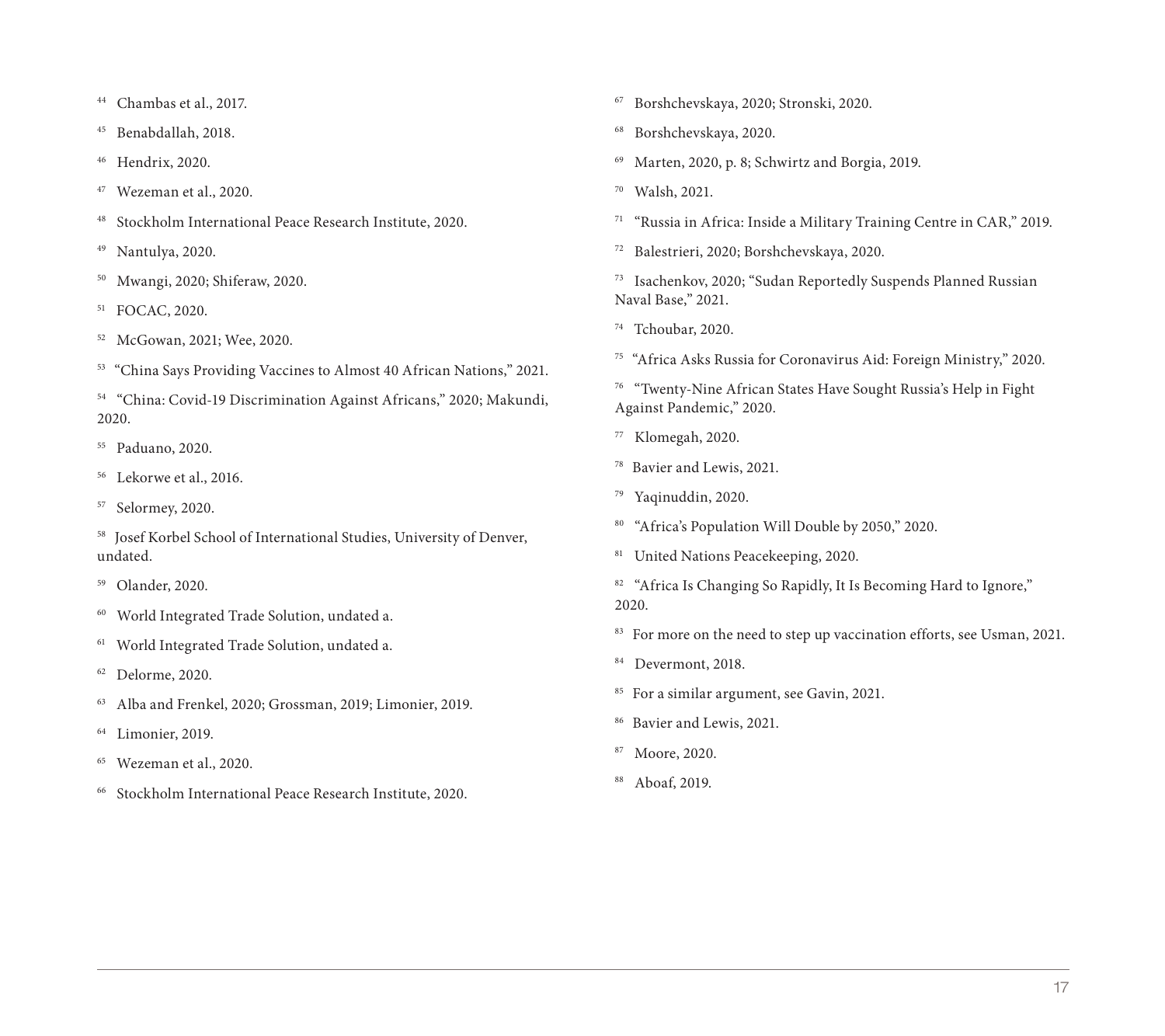[44] Chambas et al., 2017.

[45] Benabdallah, 2018.

[46] Hendrix, 2020.

[47] Wezeman et al., 2020.

[48] Stockholm International Peace Research Institute, 2020.

[49] Nantulya, 2020.

[50] Mwangi, 2020; Shiferaw, 2020.

[51] FOCAC, 2020.

[52] McGowan, 2021; Wee, 2020.

[53] "China Says Providing Vaccines to Almost 40 African Nations," 2021.

[54] "China: Covid-19 Discrimination Against Africans," 2020; Makundi, 2020.

[55] Paduano, 2020.

[56] Lekorwe et al., 2016.

[57] Selormey, 2020.

[58] Josef Korbel School of International Studies, University of Denver, undated.

[59] Olander, 2020.

[60] World Integrated Trade Solution, undated a.

[61] World Integrated Trade Solution, undated a.

[62] Delorme, 2020.

[63] Alba and Frenkel, 2020; Grossman, 2019; Limonier, 2019.

[64] Limonier, 2019.

[65] Wezeman et al., 2020.

[66] Stockholm International Peace Research Institute, 2020.

[67] Borshchevskaya, 2020; Stronski, 2020.

[68] Borshchevskaya, 2020.

[69] Marten, 2020, p. 8; Schwirtz and Borgia, 2019.

[70] Walsh, 2021.

[71] "Russia in Africa: Inside a Military Training Centre in CAR," 2019.

[72] Balestrieri, 2020; Borshchevskaya, 2020.

[73] Isachenkov, 2020; "Sudan Reportedly Suspends Planned Russian Naval Base," 2021.

[74] Tchoubar, 2020.

[75] "Africa Asks Russia for Coronavirus Aid: Foreign Ministry," 2020.

[76] "Twenty-Nine African States Have Sought Russia's Help in Fight Against Pandemic," 2020.

[77] Klomegah, 2020.

[78] Bavier and Lewis, 2021.

[79] Yaqinuddin, 2020.

[80] "Africa's Population Will Double by 2050," 2020.

[81] United Nations Peacekeeping, 2020.

[82] "Africa Is Changing So Rapidly, It Is Becoming Hard to Ignore," 2020.

[83] For more on the need to step up vaccination efforts, see Usman, 2021.

[84] Devermont, 2018.

[85] For a similar argument, see Gavin, 2021.

[86] Bavier and Lewis, 2021.

[87] Moore, 2020.

[88] Aboaf, 2019.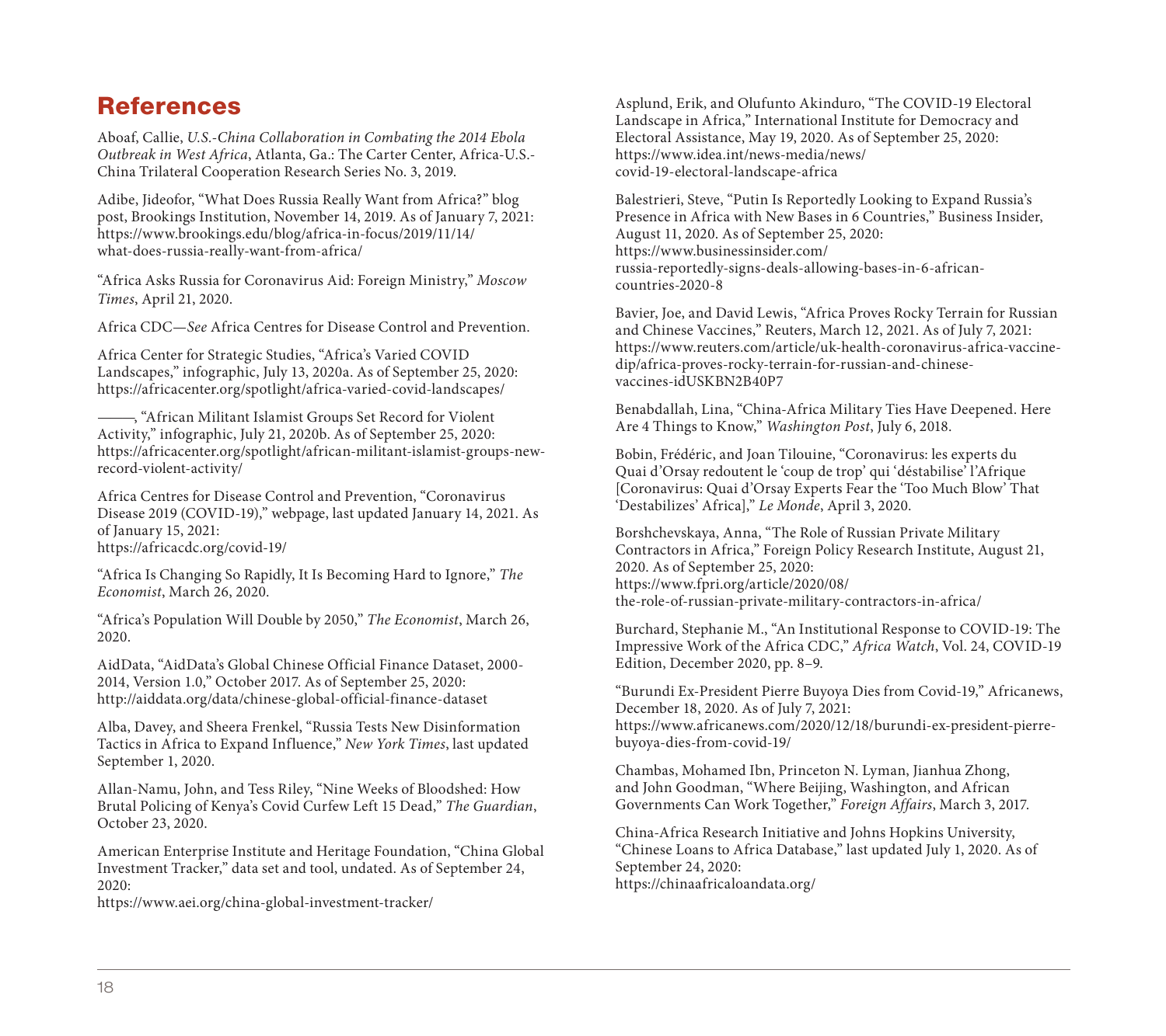# References

Aboaf, Callie, *U.S.-China Collaboration in Combating the 2014 Ebola Outbreak in West Africa*, Atlanta, Ga.: The Carter Center, Africa-U.S.-China Trilateral Cooperation Research Series No. 3, 2019.

Adibe, Jideofor, "What Does Russia Really Want from Africa?" blog post, Brookings Institution, November 14, 2019. As of January 7, 2021: https://www.brookings.edu/blog/africa-in-focus/2019/11/14/what-does-russia-really-want-from-africa/

"Africa Asks Russia for Coronavirus Aid: Foreign Ministry," *Moscow Times*, April 21, 2020.

Africa CDC—*See* Africa Centres for Disease Control and Prevention.

Africa Center for Strategic Studies, "Africa's Varied COVID Landscapes," infographic, July 13, 2020a. As of September 25, 2020: https://africacenter.org/spotlight/africa-varied-covid-landscapes/

———, "African Militant Islamist Groups Set Record for Violent Activity," infographic, July 21, 2020b. As of September 25, 2020: https://africacenter.org/spotlight/african-militant-islamist-groups-new-record-violent-activity/

Africa Centres for Disease Control and Prevention, "Coronavirus Disease 2019 (COVID-19)," webpage, last updated January 14, 2021. As of January 15, 2021: https://africacdc.org/covid-19/

"Africa Is Changing So Rapidly, It Is Becoming Hard to Ignore," *The Economist*, March 26, 2020.

"Africa's Population Will Double by 2050," *The Economist*, March 26, 2020.

AidData, "AidData's Global Chinese Official Finance Dataset, 2000-2014, Version 1.0," October 2017. As of September 25, 2020: http://aiddata.org/data/chinese-global-official-finance-dataset

Alba, Davey, and Sheera Frenkel, "Russia Tests New Disinformation Tactics in Africa to Expand Influence," *New York Times*, last updated September 1, 2020.

Allan-Namu, John, and Tess Riley, "Nine Weeks of Bloodshed: How Brutal Policing of Kenya's Covid Curfew Left 15 Dead," *The Guardian*, October 23, 2020.

American Enterprise Institute and Heritage Foundation, "China Global Investment Tracker," data set and tool, undated. As of September 24, 2020: https://www.aei.org/china-global-investment-tracker/

Asplund, Erik, and Olufunto Akinduro, "The COVID-19 Electoral Landscape in Africa," International Institute for Democracy and Electoral Assistance, May 19, 2020. As of September 25, 2020: https://www.idea.int/news-media/news/covid-19-electoral-landscape-africa

Balestrieri, Steve, "Putin Is Reportedly Looking to Expand Russia's Presence in Africa with New Bases in 6 Countries," Business Insider, August 11, 2020. As of September 25, 2020: https://www.businessinsider.com/russia-reportedly-signs-deals-allowing-bases-in-6-african-countries-2020-8

Bavier, Joe, and David Lewis, "Africa Proves Rocky Terrain for Russian and Chinese Vaccines," Reuters, March 12, 2021. As of July 7, 2021: https://www.reuters.com/article/uk-health-coronavirus-africa-vaccine-dip/africa-proves-rocky-terrain-for-russian-and-chinese-vaccines-idUSKBN2B40P7

Benabdallah, Lina, "China-Africa Military Ties Have Deepened. Here Are 4 Things to Know," *Washington Post*, July 6, 2018.

Bobin, Frédéric, and Joan Tilouine, "Coronavirus: les experts du Quai d'Orsay redoutent le 'coup de trop' qui 'déstabilise' l'Afrique [Coronavirus: Quai d'Orsay Experts Fear the 'Too Much Blow' That 'Destabilizes' Africa]," *Le Monde*, April 3, 2020.

Borshchevskaya, Anna, "The Role of Russian Private Military Contractors in Africa," Foreign Policy Research Institute, August 21, 2020. As of September 25, 2020: https://www.fpri.org/article/2020/08/the-role-of-russian-private-military-contractors-in-africa/

Burchard, Stephanie M., "An Institutional Response to COVID-19: The Impressive Work of the Africa CDC," *Africa Watch*, Vol. 24, COVID-19 Edition, December 2020, pp. 8–9.

"Burundi Ex-President Pierre Buyoya Dies from Covid-19," Africanews, December 18, 2020. As of July 7, 2021: https://www.africanews.com/2020/12/18/burundi-ex-president-pierre-buyoya-dies-from-covid-19/

Chambas, Mohamed Ibn, Princeton N. Lyman, Jianhua Zhong, and John Goodman, "Where Beijing, Washington, and African Governments Can Work Together," *Foreign Affairs*, March 3, 2017.

China-Africa Research Initiative and Johns Hopkins University, "Chinese Loans to Africa Database," last updated July 1, 2020. As of September 24, 2020: https://chinaafricaloandata.org/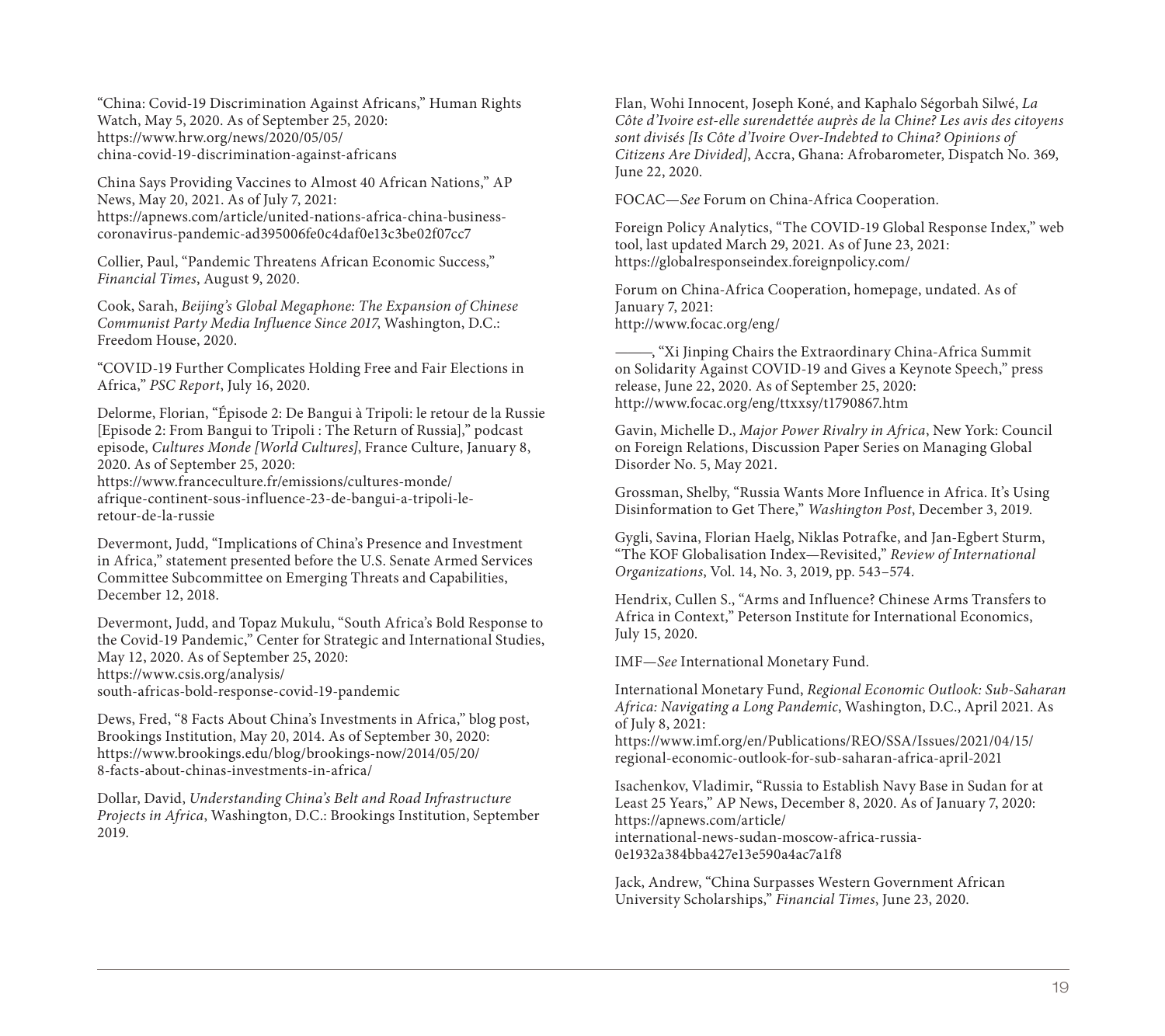"China: Covid-19 Discrimination Against Africans," Human Rights Watch, May 5, 2020. As of September 25, 2020: https://www.hrw.org/news/2020/05/05/china-covid-19-discrimination-against-africans

China Says Providing Vaccines to Almost 40 African Nations," AP News, May 20, 2021. As of July 7, 2021: https://apnews.com/article/united-nations-africa-china-business-coronavirus-pandemic-ad395006fe0c4daf0e13c3be02f07cc7

Collier, Paul, "Pandemic Threatens African Economic Success," *Financial Times*, August 9, 2020.

Cook, Sarah, *Beijing's Global Megaphone: The Expansion of Chinese Communist Party Media Influence Since 2017*, Washington, D.C.: Freedom House, 2020.

"COVID-19 Further Complicates Holding Free and Fair Elections in Africa," *PSC Report*, July 16, 2020.

Delorme, Florian, "Épisode 2: De Bangui à Tripoli: le retour de la Russie [Episode 2: From Bangui to Tripoli : The Return of Russia]," podcast episode, *Cultures Monde [World Cultures]*, France Culture, January 8, 2020. As of September 25, 2020: https://www.franceculture.fr/emissions/cultures-monde/afrique-continent-sous-influence-23-de-bangui-a-tripoli-le-retour-de-la-russie

Devermont, Judd, "Implications of China's Presence and Investment in Africa," statement presented before the U.S. Senate Armed Services Committee Subcommittee on Emerging Threats and Capabilities, December 12, 2018.

Devermont, Judd, and Topaz Mukulu, "South Africa's Bold Response to the Covid-19 Pandemic," Center for Strategic and International Studies, May 12, 2020. As of September 25, 2020: https://www.csis.org/analysis/south-africas-bold-response-covid-19-pandemic

Dews, Fred, "8 Facts About China's Investments in Africa," blog post, Brookings Institution, May 20, 2014. As of September 30, 2020: https://www.brookings.edu/blog/brookings-now/2014/05/20/8-facts-about-chinas-investments-in-africa/

Dollar, David, *Understanding China's Belt and Road Infrastructure Projects in Africa*, Washington, D.C.: Brookings Institution, September 2019.

Flan, Wohi Innocent, Joseph Koné, and Kaphalo Ségorbah Silwé, *La Côte d'Ivoire est-elle surendettée auprès de la Chine? Les avis des citoyens sont divisés [Is Côte d'Ivoire Over-Indebted to China? Opinions of Citizens Are Divided]*, Accra, Ghana: Afrobarometer, Dispatch No. 369, June 22, 2020.

FOCAC—*See* Forum on China-Africa Cooperation.

Foreign Policy Analytics, "The COVID-19 Global Response Index," web tool, last updated March 29, 2021. As of June 23, 2021: https://globalresponseindex.foreignpolicy.com/

Forum on China-Africa Cooperation, homepage, undated. As of January 7, 2021: http://www.focac.org/eng/

———, "Xi Jinping Chairs the Extraordinary China-Africa Summit on Solidarity Against COVID-19 and Gives a Keynote Speech," press release, June 22, 2020. As of September 25, 2020: http://www.focac.org/eng/ttxxsy/t1790867.htm

Gavin, Michelle D., *Major Power Rivalry in Africa*, New York: Council on Foreign Relations, Discussion Paper Series on Managing Global Disorder No. 5, May 2021.

Grossman, Shelby, "Russia Wants More Influence in Africa. It's Using Disinformation to Get There," *Washington Post*, December 3, 2019.

Gygli, Savina, Florian Haelg, Niklas Potrafke, and Jan-Egbert Sturm, "The KOF Globalisation Index—Revisited," *Review of International Organizations*, Vol. 14, No. 3, 2019, pp. 543–574.

Hendrix, Cullen S., "Arms and Influence? Chinese Arms Transfers to Africa in Context," Peterson Institute for International Economics, July 15, 2020.

IMF—*See* International Monetary Fund.

International Monetary Fund, *Regional Economic Outlook: Sub-Saharan Africa: Navigating a Long Pandemic*, Washington, D.C., April 2021. As of July 8, 2021: https://www.imf.org/en/Publications/REO/SSA/Issues/2021/04/15/regional-economic-outlook-for-sub-saharan-africa-april-2021

Isachenkov, Vladimir, "Russia to Establish Navy Base in Sudan for at Least 25 Years," AP News, December 8, 2020. As of January 7, 2020: https://apnews.com/article/international-news-sudan-moscow-africa-russia-0e1932a384bba427e13e590a4ac7a1f8

Jack, Andrew, "China Surpasses Western Government African University Scholarships," *Financial Times*, June 23, 2020.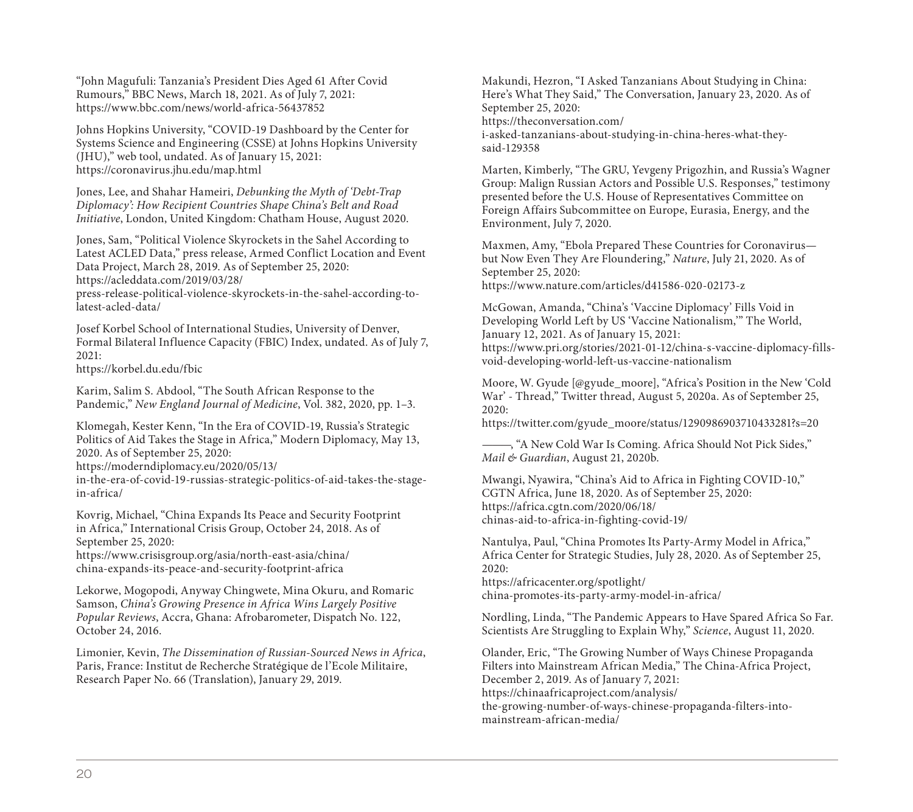"John Magufuli: Tanzania's President Dies Aged 61 After Covid Rumours," BBC News, March 18, 2021. As of July 7, 2021: https://www.bbc.com/news/world-africa-56437852

Johns Hopkins University, "COVID-19 Dashboard by the Center for Systems Science and Engineering (CSSE) at Johns Hopkins University (JHU)," web tool, undated. As of January 15, 2021: https://coronavirus.jhu.edu/map.html

Jones, Lee, and Shahar Hameiri, *Debunking the Myth of 'Debt-Trap Diplomacy': How Recipient Countries Shape China's Belt and Road Initiative*, London, United Kingdom: Chatham House, August 2020.

Jones, Sam, "Political Violence Skyrockets in the Sahel According to Latest ACLED Data," press release, Armed Conflict Location and Event Data Project, March 28, 2019. As of September 25, 2020: https://acleddata.com/2019/03/28/press-release-political-violence-skyrockets-in-the-sahel-according-to-latest-acled-data/

Josef Korbel School of International Studies, University of Denver, Formal Bilateral Influence Capacity (FBIC) Index, undated. As of July 7, 2021: https://korbel.du.edu/fbic

Karim, Salim S. Abdool, "The South African Response to the Pandemic," *New England Journal of Medicine*, Vol. 382, 2020, pp. 1–3.

Klomegah, Kester Kenn, "In the Era of COVID-19, Russia's Strategic Politics of Aid Takes the Stage in Africa," Modern Diplomacy, May 13, 2020. As of September 25, 2020: https://moderndiplomacy.eu/2020/05/13/in-the-era-of-covid-19-russias-strategic-politics-of-aid-takes-the-stage-in-africa/

Kovrig, Michael, "China Expands Its Peace and Security Footprint in Africa," International Crisis Group, October 24, 2018. As of September 25, 2020: https://www.crisisgroup.org/asia/north-east-asia/china/china-expands-its-peace-and-security-footprint-africa

Lekorwe, Mogopodi, Anyway Chingwete, Mina Okuru, and Romaric Samson, *China's Growing Presence in Africa Wins Largely Positive Popular Reviews*, Accra, Ghana: Afrobarometer, Dispatch No. 122, October 24, 2016.

Limonier, Kevin, *The Dissemination of Russian-Sourced News in Africa*, Paris, France: Institut de Recherche Stratégique de l'Ecole Militaire, Research Paper No. 66 (Translation), January 29, 2019.

Makundi, Hezron, "I Asked Tanzanians About Studying in China: Here's What They Said," The Conversation, January 23, 2020. As of September 25, 2020: https://theconversation.com/i-asked-tanzanians-about-studying-in-china-heres-what-they-said-129358

Marten, Kimberly, "The GRU, Yevgeny Prigozhin, and Russia's Wagner Group: Malign Russian Actors and Possible U.S. Responses," testimony presented before the U.S. House of Representatives Committee on Foreign Affairs Subcommittee on Europe, Eurasia, Energy, and the Environment, July 7, 2020.

Maxmen, Amy, "Ebola Prepared These Countries for Coronavirus—but Now Even They Are Floundering," *Nature*, July 21, 2020. As of September 25, 2020: https://www.nature.com/articles/d41586-020-02173-z

McGowan, Amanda, "China's 'Vaccine Diplomacy' Fills Void in Developing World Left by US 'Vaccine Nationalism,'" The World, January 12, 2021. As of January 15, 2021: https://www.pri.org/stories/2021-01-12/china-s-vaccine-diplomacy-fills-void-developing-world-left-us-vaccine-nationalism

Moore, W. Gyude [@gyude_moore], "Africa's Position in the New 'Cold War' - Thread," Twitter thread, August 5, 2020a. As of September 25, 2020: https://twitter.com/gyude_moore/status/1290986903710433281?s=20

———, "A New Cold War Is Coming. Africa Should Not Pick Sides," *Mail & Guardian*, August 21, 2020b.

Mwangi, Nyawira, "China's Aid to Africa in Fighting COVID-10," CGTN Africa, June 18, 2020. As of September 25, 2020: https://africa.cgtn.com/2020/06/18/chinas-aid-to-africa-in-fighting-covid-19/

Nantulya, Paul, "China Promotes Its Party-Army Model in Africa," Africa Center for Strategic Studies, July 28, 2020. As of September 25, 2020: https://africacenter.org/spotlight/china-promotes-its-party-army-model-in-africa/

Nordling, Linda, "The Pandemic Appears to Have Spared Africa So Far. Scientists Are Struggling to Explain Why," *Science*, August 11, 2020.

Olander, Eric, "The Growing Number of Ways Chinese Propaganda Filters into Mainstream African Media," The China-Africa Project, December 2, 2019. As of January 7, 2021: https://chinaafricaproject.com/analysis/the-growing-number-of-ways-chinese-propaganda-filters-into-mainstream-african-media/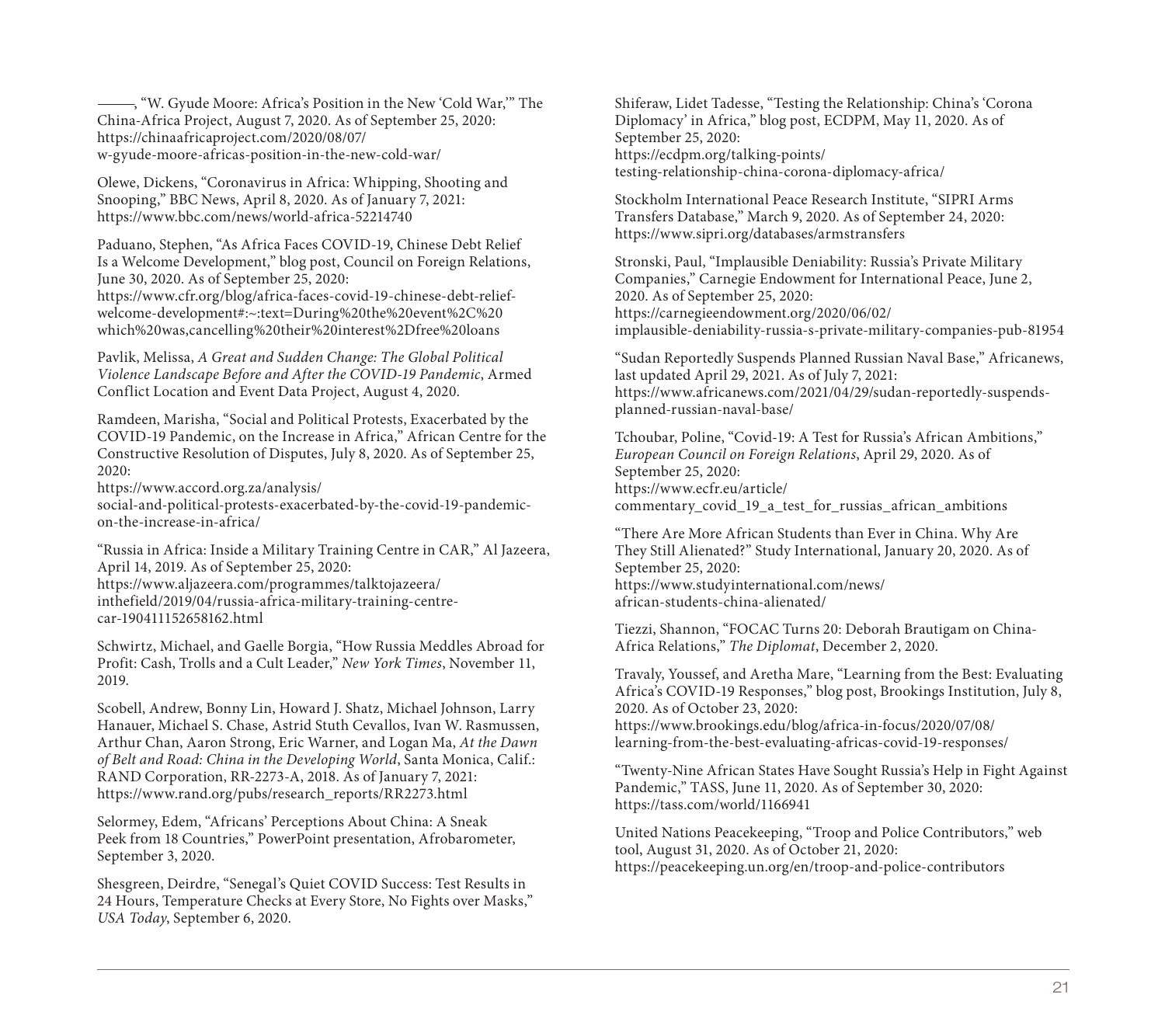———, "W. Gyude Moore: Africa's Position in the New 'Cold War,'" The China-Africa Project, August 7, 2020. As of September 25, 2020: https://chinaafricaproject.com/2020/08/07/w-gyude-moore-africas-position-in-the-new-cold-war/

Olewe, Dickens, "Coronavirus in Africa: Whipping, Shooting and Snooping," BBC News, April 8, 2020. As of January 7, 2021: https://www.bbc.com/news/world-africa-52214740

Paduano, Stephen, "As Africa Faces COVID-19, Chinese Debt Relief Is a Welcome Development," blog post, Council on Foreign Relations, June 30, 2020. As of September 25, 2020: https://www.cfr.org/blog/africa-faces-covid-19-chinese-debt-relief-welcome-development#:~:text=During%20the%20event%2C%20which%20was,cancelling%20their%20interest%2Dfree%20loans

Pavlik, Melissa, *A Great and Sudden Change: The Global Political Violence Landscape Before and After the COVID-19 Pandemic*, Armed Conflict Location and Event Data Project, August 4, 2020.

Ramdeen, Marisha, "Social and Political Protests, Exacerbated by the COVID-19 Pandemic, on the Increase in Africa," African Centre for the Constructive Resolution of Disputes, July 8, 2020. As of September 25, 2020: https://www.accord.org.za/analysis/social-and-political-protests-exacerbated-by-the-covid-19-pandemic-on-the-increase-in-africa/

"Russia in Africa: Inside a Military Training Centre in CAR," Al Jazeera, April 14, 2019. As of September 25, 2020: https://www.aljazeera.com/programmes/talktojazeera/inthefield/2019/04/russia-africa-military-training-centre-car-190411152658162.html

Schwirtz, Michael, and Gaelle Borgia, "How Russia Meddles Abroad for Profit: Cash, Trolls and a Cult Leader," *New York Times*, November 11, 2019.

Scobell, Andrew, Bonny Lin, Howard J. Shatz, Michael Johnson, Larry Hanauer, Michael S. Chase, Astrid Stuth Cevallos, Ivan W. Rasmussen, Arthur Chan, Aaron Strong, Eric Warner, and Logan Ma, *At the Dawn of Belt and Road: China in the Developing World*, Santa Monica, Calif.: RAND Corporation, RR-2273-A, 2018. As of January 7, 2021: https://www.rand.org/pubs/research_reports/RR2273.html

Selormey, Edem, "Africans' Perceptions About China: A Sneak Peek from 18 Countries," PowerPoint presentation, Afrobarometer, September 3, 2020.

Shesgreen, Deirdre, "Senegal's Quiet COVID Success: Test Results in 24 Hours, Temperature Checks at Every Store, No Fights over Masks," *USA Today*, September 6, 2020.

Shiferaw, Lidet Tadesse, "Testing the Relationship: China's 'Corona Diplomacy' in Africa," blog post, ECDPM, May 11, 2020. As of September 25, 2020: https://ecdpm.org/talking-points/testing-relationship-china-corona-diplomacy-africa/

Stockholm International Peace Research Institute, "SIPRI Arms Transfers Database," March 9, 2020. As of September 24, 2020: https://www.sipri.org/databases/armstransfers

Stronski, Paul, "Implausible Deniability: Russia's Private Military Companies," Carnegie Endowment for International Peace, June 2, 2020. As of September 25, 2020: https://carnegieendowment.org/2020/06/02/implausible-deniability-russia-s-private-military-companies-pub-81954

"Sudan Reportedly Suspends Planned Russian Naval Base," Africanews, last updated April 29, 2021. As of July 7, 2021: https://www.africanews.com/2021/04/29/sudan-reportedly-suspends-planned-russian-naval-base/

Tchoubar, Poline, "Covid-19: A Test for Russia's African Ambitions," *European Council on Foreign Relations*, April 29, 2020. As of September 25, 2020: https://www.ecfr.eu/article/commentary_covid_19_a_test_for_russias_african_ambitions

"There Are More African Students than Ever in China. Why Are They Still Alienated?" Study International, January 20, 2020. As of September 25, 2020: https://www.studyinternational.com/news/african-students-china-alienated/

Tiezzi, Shannon, "FOCAC Turns 20: Deborah Brautigam on China-Africa Relations," *The Diplomat*, December 2, 2020.

Travaly, Youssef, and Aretha Mare, "Learning from the Best: Evaluating Africa's COVID-19 Responses," blog post, Brookings Institution, July 8, 2020. As of October 23, 2020: https://www.brookings.edu/blog/africa-in-focus/2020/07/08/learning-from-the-best-evaluating-africas-covid-19-responses/

"Twenty-Nine African States Have Sought Russia's Help in Fight Against Pandemic," TASS, June 11, 2020. As of September 30, 2020: https://tass.com/world/1166941

United Nations Peacekeeping, "Troop and Police Contributors," web tool, August 31, 2020. As of October 21, 2020: https://peacekeeping.un.org/en/troop-and-police-contributors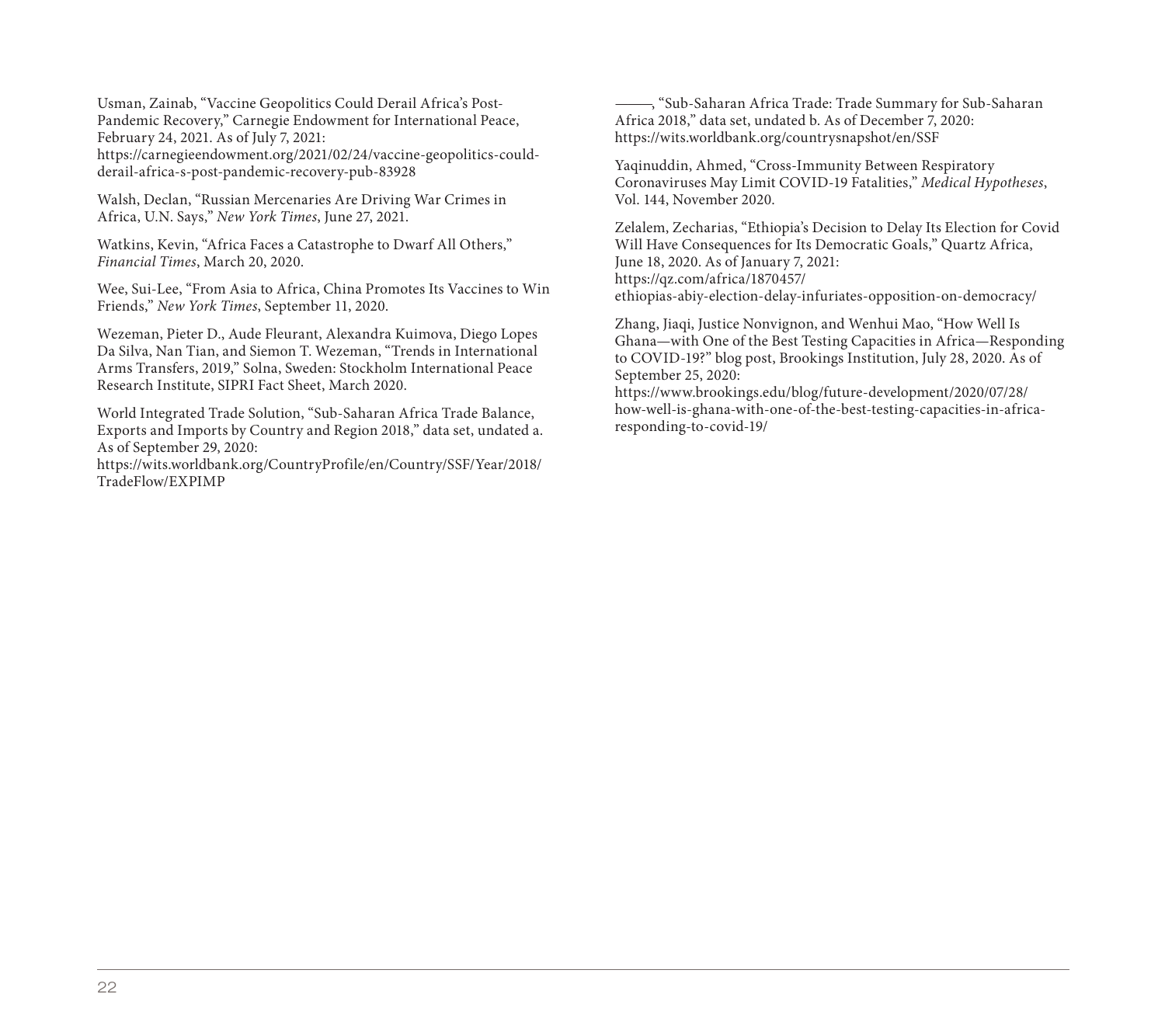Usman, Zainab, "Vaccine Geopolitics Could Derail Africa's Post-Pandemic Recovery," Carnegie Endowment for International Peace, February 24, 2021. As of July 7, 2021:
https://carnegieendowment.org/2021/02/24/vaccine-geopolitics-could-derail-africa-s-post-pandemic-recovery-pub-83928

Walsh, Declan, "Russian Mercenaries Are Driving War Crimes in Africa, U.N. Says," *New York Times*, June 27, 2021.

Watkins, Kevin, "Africa Faces a Catastrophe to Dwarf All Others," *Financial Times*, March 20, 2020.

Wee, Sui-Lee, "From Asia to Africa, China Promotes Its Vaccines to Win Friends," *New York Times*, September 11, 2020.

Wezeman, Pieter D., Aude Fleurant, Alexandra Kuimova, Diego Lopes Da Silva, Nan Tian, and Siemon T. Wezeman, "Trends in International Arms Transfers, 2019," Solna, Sweden: Stockholm International Peace Research Institute, SIPRI Fact Sheet, March 2020.

World Integrated Trade Solution, "Sub-Saharan Africa Trade Balance, Exports and Imports by Country and Region 2018," data set, undated a. As of September 29, 2020:
https://wits.worldbank.org/CountryProfile/en/Country/SSF/Year/2018/TradeFlow/EXPIMP

———, "Sub-Saharan Africa Trade: Trade Summary for Sub-Saharan Africa 2018," data set, undated b. As of December 7, 2020:
https://wits.worldbank.org/countrysnapshot/en/SSF

Yaqinuddin, Ahmed, "Cross-Immunity Between Respiratory Coronaviruses May Limit COVID-19 Fatalities," *Medical Hypotheses*, Vol. 144, November 2020.

Zelalem, Zecharias, "Ethiopia's Decision to Delay Its Election for Covid Will Have Consequences for Its Democratic Goals," Quartz Africa, June 18, 2020. As of January 7, 2021:
https://qz.com/africa/1870457/ethiopias-abiy-election-delay-infuriates-opposition-on-democracy/

Zhang, Jiaqi, Justice Nonvignon, and Wenhui Mao, "How Well Is Ghana—with One of the Best Testing Capacities in Africa—Responding to COVID-19?" blog post, Brookings Institution, July 28, 2020. As of September 25, 2020:
https://www.brookings.edu/blog/future-development/2020/07/28/how-well-is-ghana-with-one-of-the-best-testing-capacities-in-africa-responding-to-covid-19/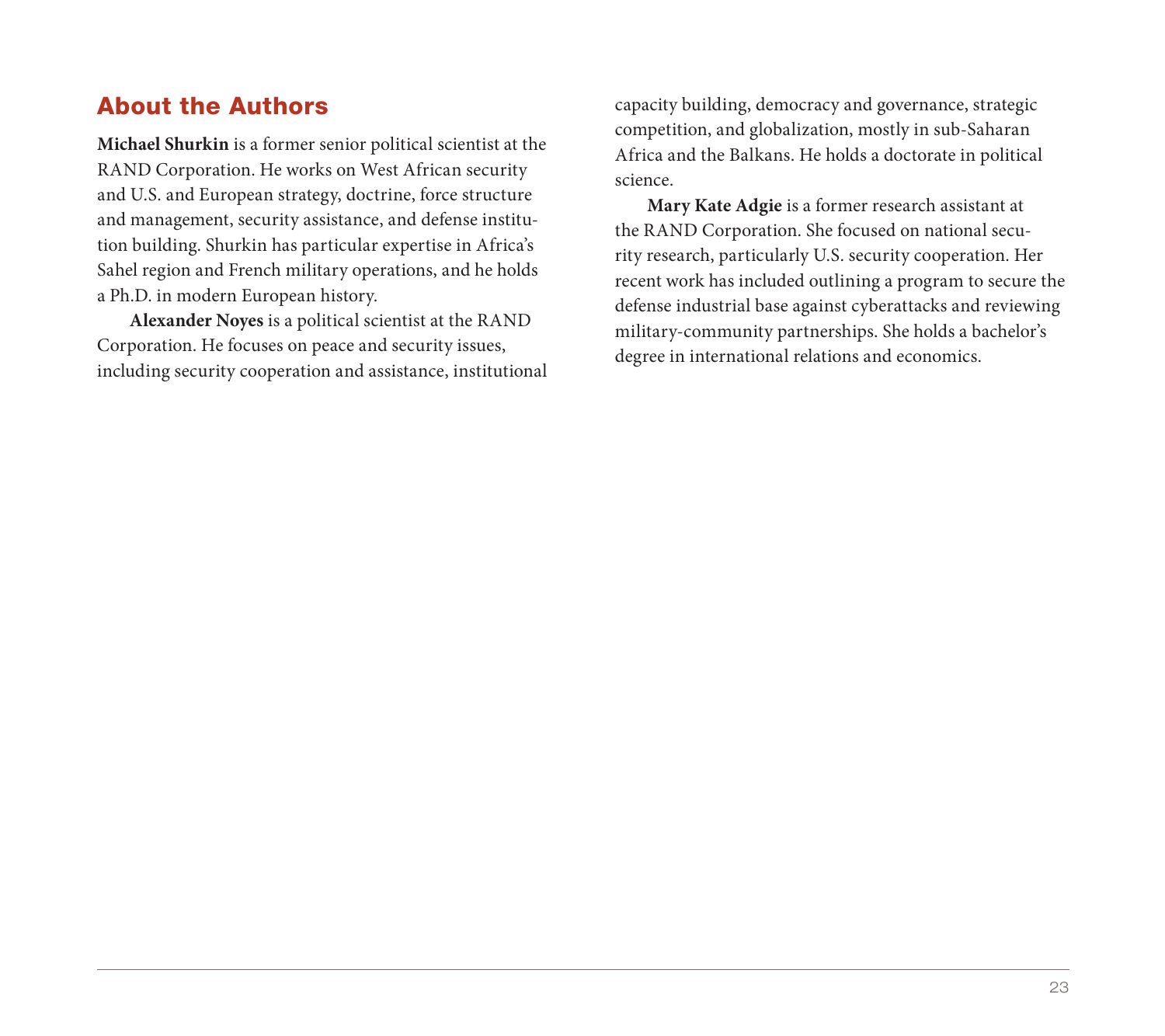## About the Authors

**Michael Shurkin** is a former senior political scientist at the RAND Corporation. He works on West African security and U.S. and European strategy, doctrine, force structure and management, security assistance, and defense institution building. Shurkin has particular expertise in Africa's Sahel region and French military operations, and he holds a Ph.D. in modern European history.

**Alexander Noyes** is a political scientist at the RAND Corporation. He focuses on peace and security issues, including security cooperation and assistance, institutional capacity building, democracy and governance, strategic competition, and globalization, mostly in sub-Saharan Africa and the Balkans. He holds a doctorate in political science.

**Mary Kate Adgie** is a former research assistant at the RAND Corporation. She focused on national security research, particularly U.S. security cooperation. Her recent work has included outlining a program to secure the defense industrial base against cyberattacks and reviewing military-community partnerships. She holds a bachelor's degree in international relations and economics.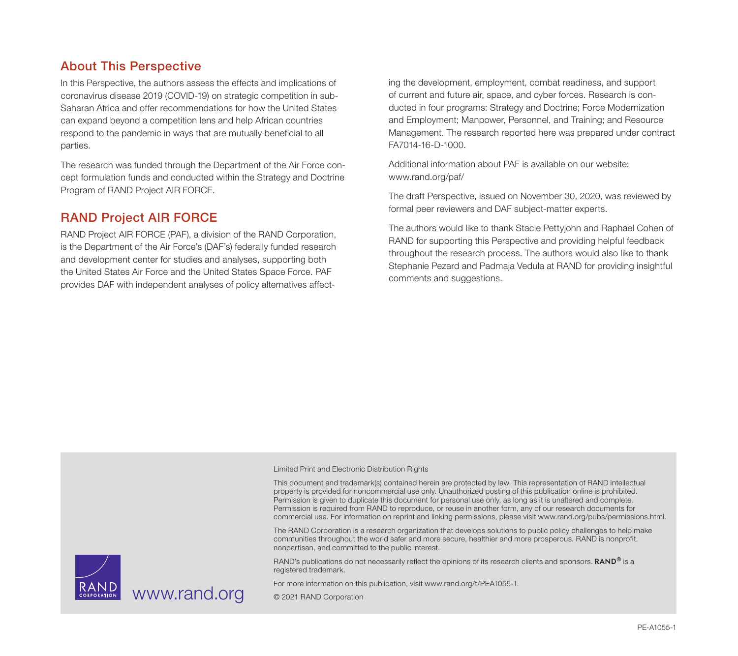## About This Perspective

In this Perspective, the authors assess the effects and implications of coronavirus disease 2019 (COVID-19) on strategic competition in sub-Saharan Africa and offer recommendations for how the United States can expand beyond a competition lens and help African countries respond to the pandemic in ways that are mutually beneficial to all parties.

The research was funded through the Department of the Air Force concept formulation funds and conducted within the Strategy and Doctrine Program of RAND Project AIR FORCE.

## RAND Project AIR FORCE

RAND Project AIR FORCE (PAF), a division of the RAND Corporation, is the Department of the Air Force's (DAF's) federally funded research and development center for studies and analyses, supporting both the United States Air Force and the United States Space Force. PAF provides DAF with independent analyses of policy alternatives affecting the development, employment, combat readiness, and support of current and future air, space, and cyber forces. Research is conducted in four programs: Strategy and Doctrine; Force Modernization and Employment; Manpower, Personnel, and Training; and Resource Management. The research reported here was prepared under contract FA7014-16-D-1000.

Additional information about PAF is available on our website: www.rand.org/paf/

The draft Perspective, issued on November 30, 2020, was reviewed by formal peer reviewers and DAF subject-matter experts.

The authors would like to thank Stacie Pettyjohn and Raphael Cohen of RAND for supporting this Perspective and providing helpful feedback throughout the research process. The authors would also like to thank Stephanie Pezard and Padmaja Vedula at RAND for providing insightful comments and suggestions.

Limited Print and Electronic Distribution Rights

This document and trademark(s) contained herein are protected by law. This representation of RAND intellectual property is provided for noncommercial use only. Unauthorized posting of this publication online is prohibited. Permission is given to duplicate this document for personal use only, as long as it is unaltered and complete. Permission is required from RAND to reproduce, or reuse in another form, any of our research documents for commercial use. For information on reprint and linking permissions, please visit www.rand.org/pubs/permissions.html.

The RAND Corporation is a research organization that develops solutions to public policy challenges to help make communities throughout the world safer and more secure, healthier and more prosperous. RAND is nonprofit, nonpartisan, and committed to the public interest.

RAND's publications do not necessarily reflect the opinions of its research clients and sponsors. **RAND®** is a registered trademark.

For more information on this publication, visit www.rand.org/t/PEA1055-1.

© 2021 RAND Corporation

RAND CORPORATION

www.rand.org

PE-A1055-1